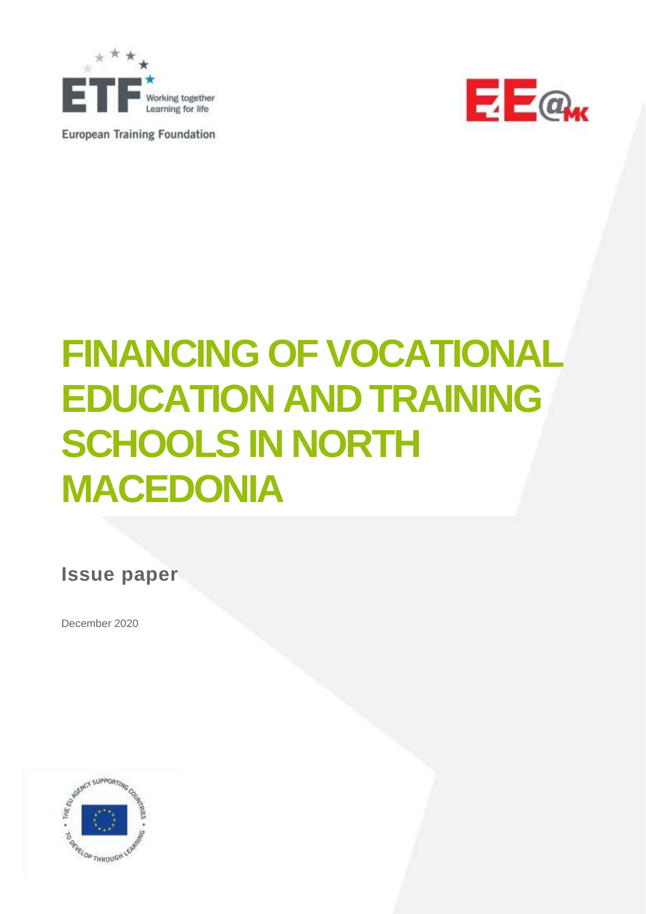European Training Foundation

# FINANCING OF VOCATIONAL EDUCATION AND TRAINING SCHOOLS IN NORTH MACEDONIA

## Issue paper

December 2020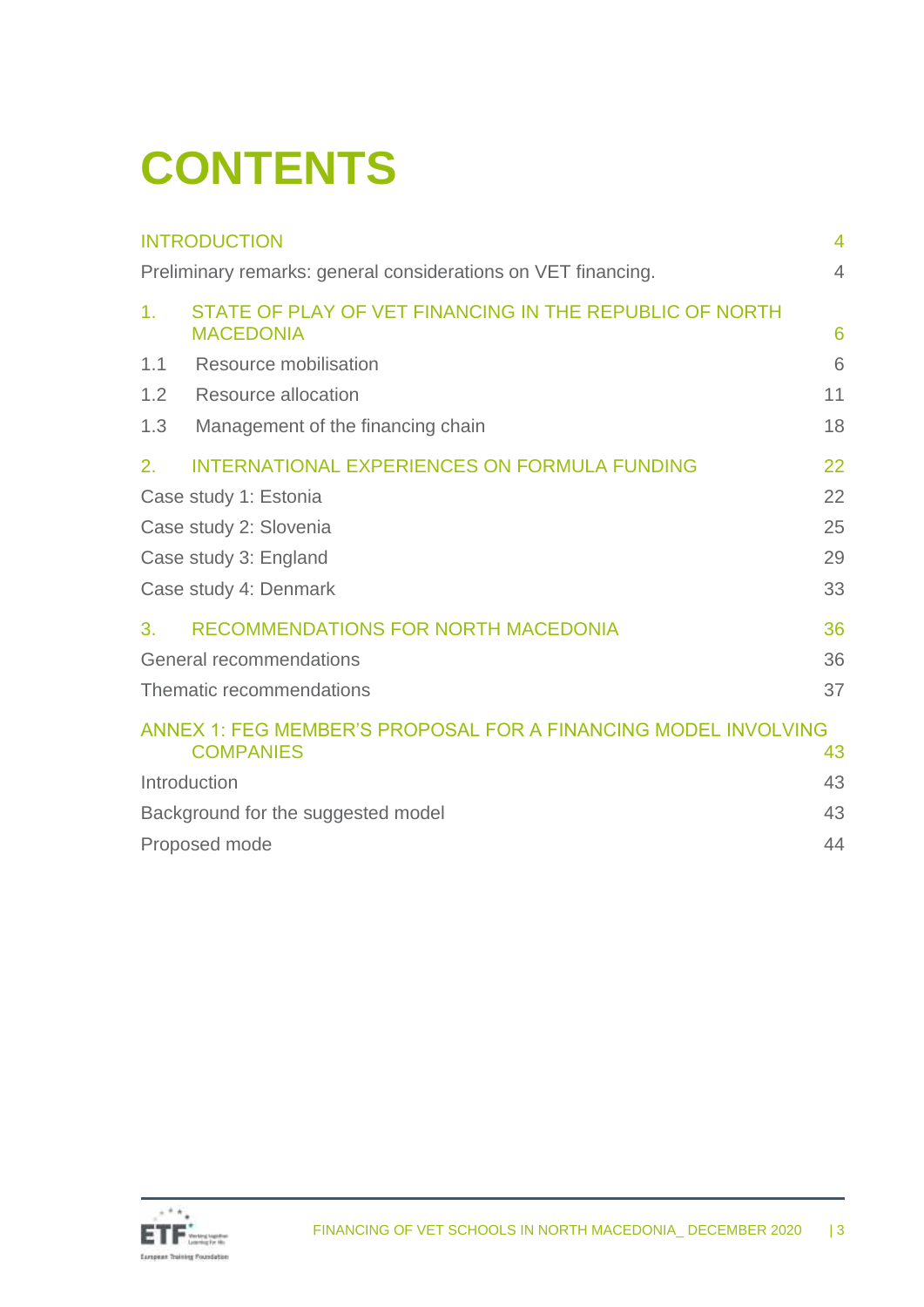# CONTENTS

INTRODUCTION 4

Preliminary remarks: general considerations on VET financing. 4

1. STATE OF PLAY OF VET FINANCING IN THE REPUBLIC OF NORTH MACEDONIA 6

1.1 Resource mobilisation 6

1.2 Resource allocation 11

1.3 Management of the financing chain 18

2. INTERNATIONAL EXPERIENCES ON FORMULA FUNDING 22

Case study 1: Estonia 22

Case study 2: Slovenia 25

Case study 3: England 29

Case study 4: Denmark 33

3. RECOMMENDATIONS FOR NORTH MACEDONIA 36

General recommendations 36

Thematic recommendations 37

ANNEX 1: FEG MEMBER'S PROPOSAL FOR A FINANCING MODEL INVOLVING COMPANIES 43

Introduction 43

Background for the suggested model 43

Proposed mode 44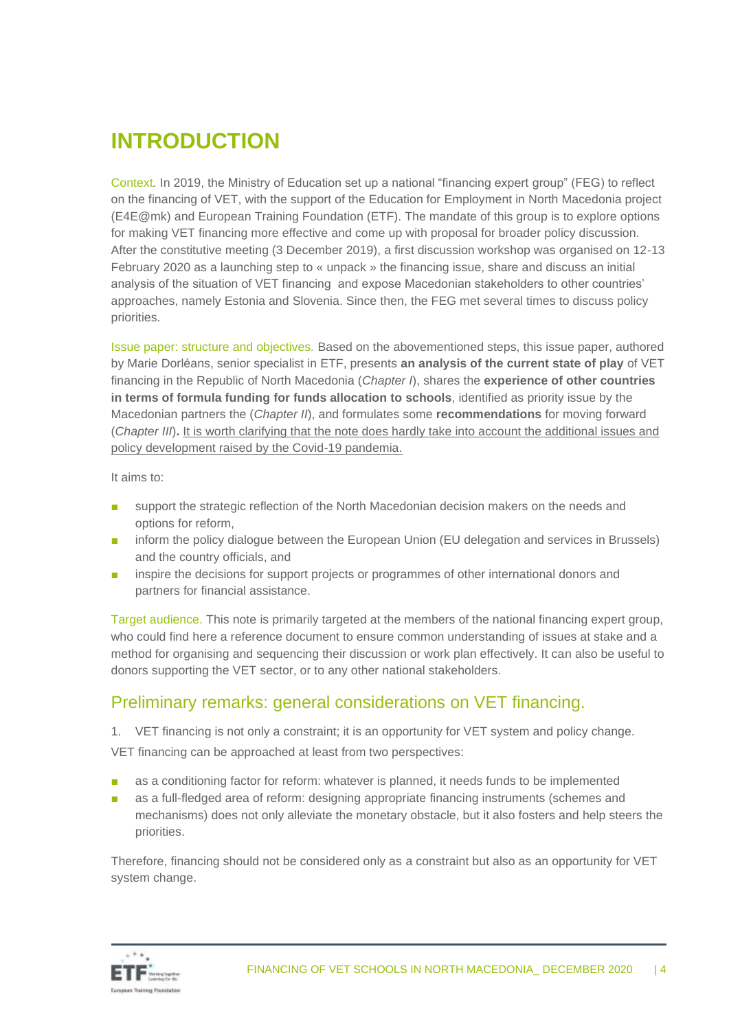# INTRODUCTION

Context. In 2019, the Ministry of Education set up a national "financing expert group" (FEG) to reflect on the financing of VET, with the support of the Education for Employment in North Macedonia project (E4E@mk) and European Training Foundation (ETF). The mandate of this group is to explore options for making VET financing more effective and come up with proposal for broader policy discussion. After the constitutive meeting (3 December 2019), a first discussion workshop was organised on 12-13 February 2020 as a launching step to « unpack » the financing issue, share and discuss an initial analysis of the situation of VET financing and expose Macedonian stakeholders to other countries' approaches, namely Estonia and Slovenia. Since then, the FEG met several times to discuss policy priorities.

Issue paper: structure and objectives. Based on the abovementioned steps, this issue paper, authored by Marie Dorléans, senior specialist in ETF, presents **an analysis of the current state of play** of VET financing in the Republic of North Macedonia (*Chapter I*), shares the **experience of other countries in terms of formula funding for funds allocation to schools**, identified as priority issue by the Macedonian partners the (*Chapter II*), and formulates some **recommendations** for moving forward (*Chapter III*)**.** <u>It is worth clarifying that the note does hardly take into account the additional issues and policy development raised by the Covid-19 pandemia.</u>

It aims to:

- support the strategic reflection of the North Macedonian decision makers on the needs and options for reform,
- inform the policy dialogue between the European Union (EU delegation and services in Brussels) and the country officials, and
- inspire the decisions for support projects or programmes of other international donors and partners for financial assistance.

Target audience. This note is primarily targeted at the members of the national financing expert group, who could find here a reference document to ensure common understanding of issues at stake and a method for organising and sequencing their discussion or work plan effectively. It can also be useful to donors supporting the VET sector, or to any other national stakeholders.

## Preliminary remarks: general considerations on VET financing.

1. VET financing is not only a constraint; it is an opportunity for VET system and policy change.

VET financing can be approached at least from two perspectives:

- as a conditioning factor for reform: whatever is planned, it needs funds to be implemented
- as a full-fledged area of reform: designing appropriate financing instruments (schemes and mechanisms) does not only alleviate the monetary obstacle, but it also fosters and help steers the priorities.

Therefore, financing should not be considered only as a constraint but also as an opportunity for VET system change.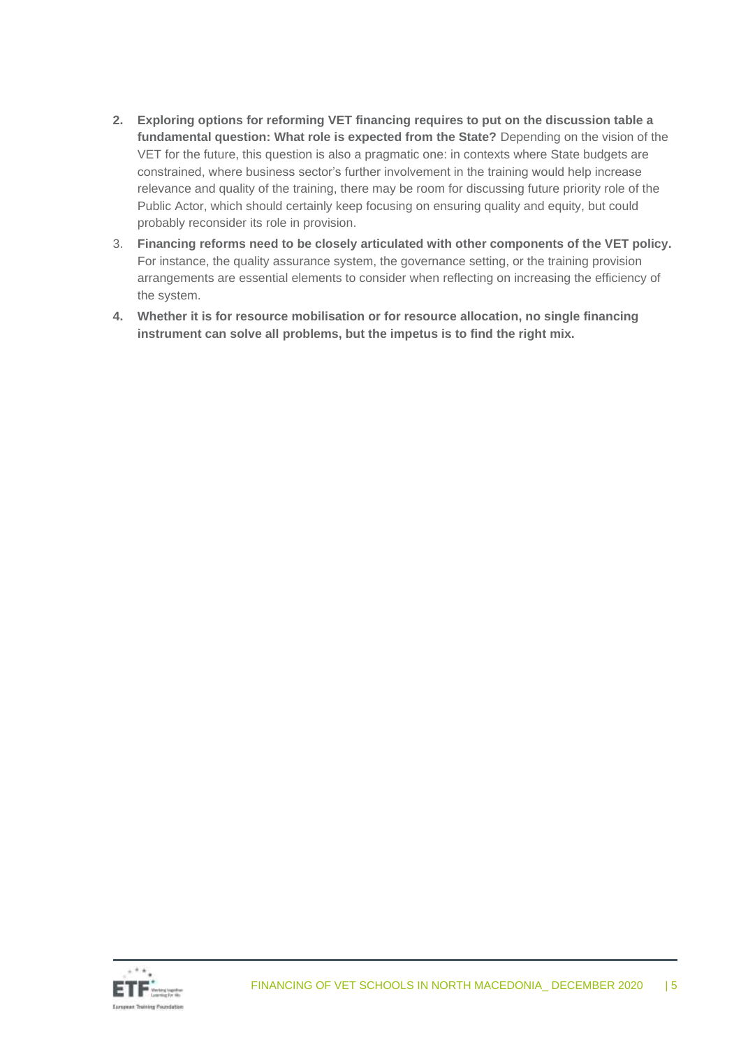2. **Exploring options for reforming VET financing requires to put on the discussion table a fundamental question: What role is expected from the State?** Depending on the vision of the VET for the future, this question is also a pragmatic one: in contexts where State budgets are constrained, where business sector's further involvement in the training would help increase relevance and quality of the training, there may be room for discussing future priority role of the Public Actor, which should certainly keep focusing on ensuring quality and equity, but could probably reconsider its role in provision.
3. **Financing reforms need to be closely articulated with other components of the VET policy.** For instance, the quality assurance system, the governance setting, or the training provision arrangements are essential elements to consider when reflecting on increasing the efficiency of the system.
4. **Whether it is for resource mobilisation or for resource allocation, no single financing instrument can solve all problems, but the impetus is to find the right mix.**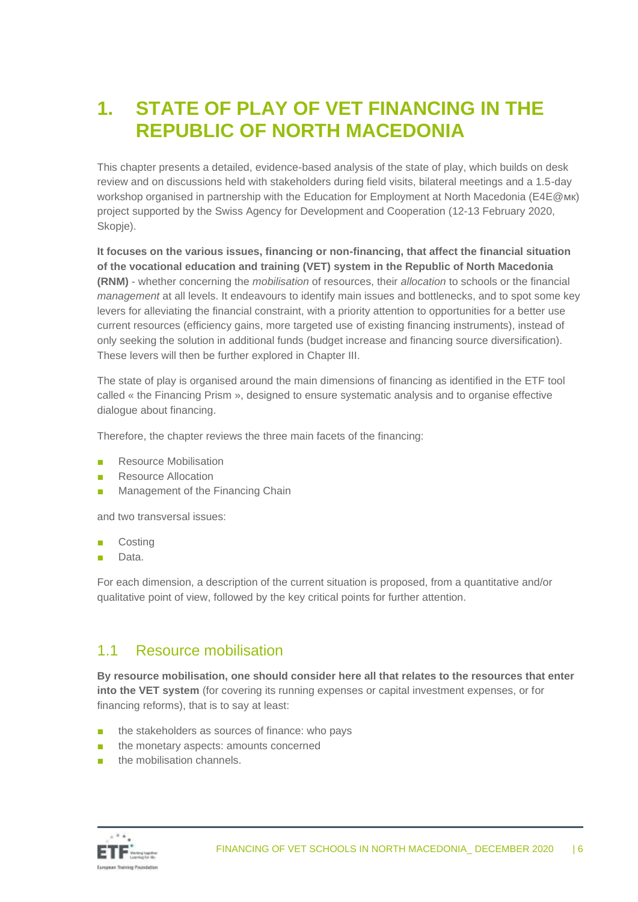# 1. STATE OF PLAY OF VET FINANCING IN THE REPUBLIC OF NORTH MACEDONIA

This chapter presents a detailed, evidence-based analysis of the state of play, which builds on desk review and on discussions held with stakeholders during field visits, bilateral meetings and a 1.5-day workshop organised in partnership with the Education for Employment at North Macedonia (E4E@мк) project supported by the Swiss Agency for Development and Cooperation (12-13 February 2020, Skopje).

**It focuses on the various issues, financing or non-financing, that affect the financial situation of the vocational education and training (VET) system in the Republic of North Macedonia (RNM)** - whether concerning the *mobilisation* of resources, their *allocation* to schools or the financial *management* at all levels. It endeavours to identify main issues and bottlenecks, and to spot some key levers for alleviating the financial constraint, with a priority attention to opportunities for a better use current resources (efficiency gains, more targeted use of existing financing instruments), instead of only seeking the solution in additional funds (budget increase and financing source diversification). These levers will then be further explored in Chapter III.

The state of play is organised around the main dimensions of financing as identified in the ETF tool called « the Financing Prism », designed to ensure systematic analysis and to organise effective dialogue about financing.

Therefore, the chapter reviews the three main facets of the financing:

- Resource Mobilisation
- Resource Allocation
- Management of the Financing Chain

and two transversal issues:

- Costing
- Data.

For each dimension, a description of the current situation is proposed, from a quantitative and/or qualitative point of view, followed by the key critical points for further attention.

## 1.1 Resource mobilisation

**By resource mobilisation, one should consider here all that relates to the resources that enter into the VET system** (for covering its running expenses or capital investment expenses, or for financing reforms), that is to say at least:

- the stakeholders as sources of finance: who pays
- the monetary aspects: amounts concerned
- the mobilisation channels.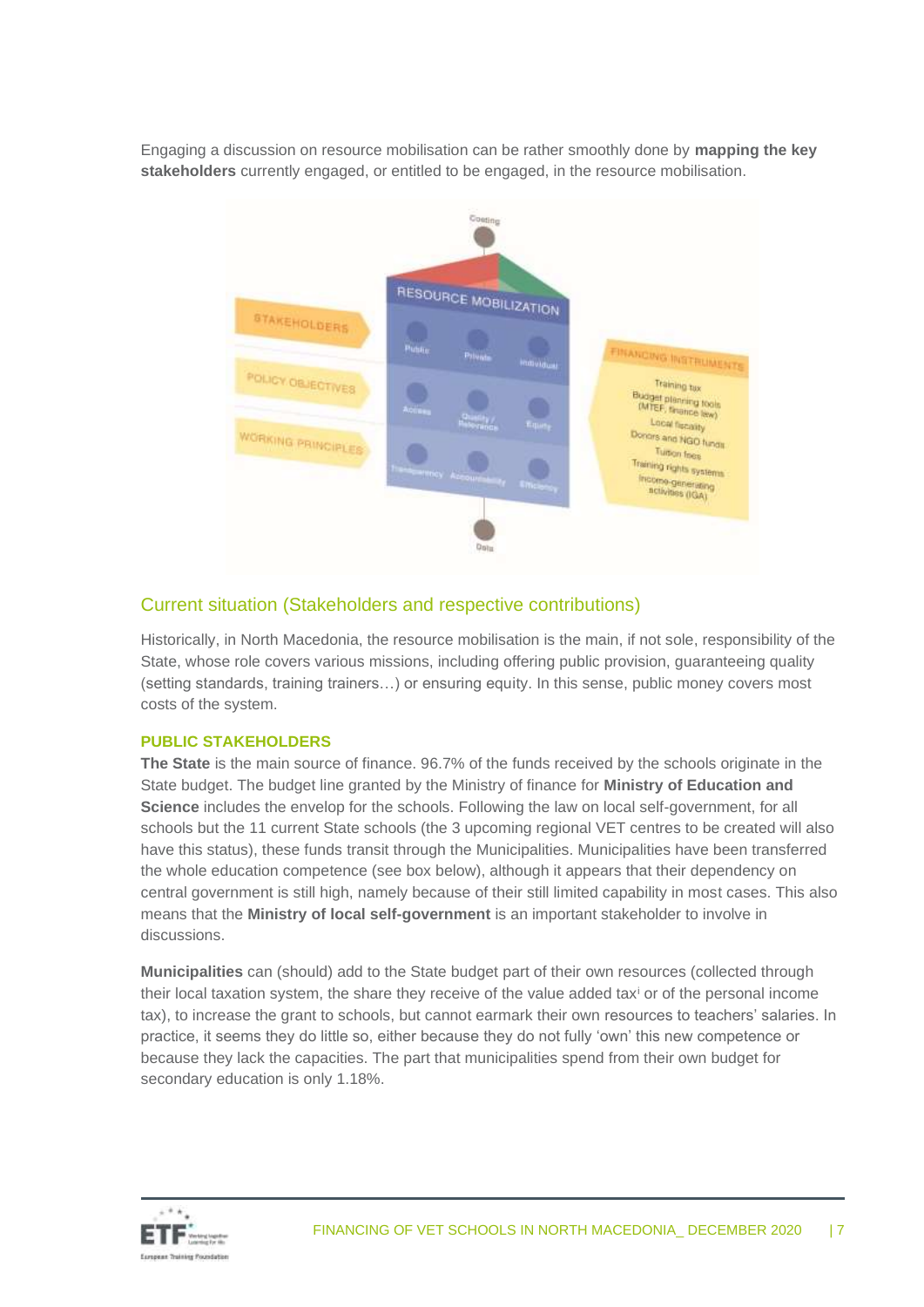Engaging a discussion on resource mobilisation can be rather smoothly done by **mapping the key stakeholders** currently engaged, or entitled to be engaged, in the resource mobilisation.

## Current situation (Stakeholders and respective contributions)

Historically, in North Macedonia, the resource mobilisation is the main, if not sole, responsibility of the State, whose role covers various missions, including offering public provision, guaranteeing quality (setting standards, training trainers…) or ensuring equity. In this sense, public money covers most costs of the system.

### PUBLIC STAKEHOLDERS

**The State** is the main source of finance. 96.7% of the funds received by the schools originate in the State budget. The budget line granted by the Ministry of finance for **Ministry of Education and Science** includes the envelop for the schools. Following the law on local self-government, for all schools but the 11 current State schools (the 3 upcoming regional VET centres to be created will also have this status), these funds transit through the Municipalities. Municipalities have been transferred the whole education competence (see box below), although it appears that their dependency on central government is still high, namely because of their still limited capability in most cases. This also means that the **Ministry of local self-government** is an important stakeholder to involve in discussions.

**Municipalities** can (should) add to the State budget part of their own resources (collected through their local taxation system, the share they receive of the value added tax[i] or of the personal income tax), to increase the grant to schools, but cannot earmark their own resources to teachers' salaries. In practice, it seems they do little so, either because they do not fully 'own' this new competence or because they lack the capacities. The part that municipalities spend from their own budget for secondary education is only 1.18%.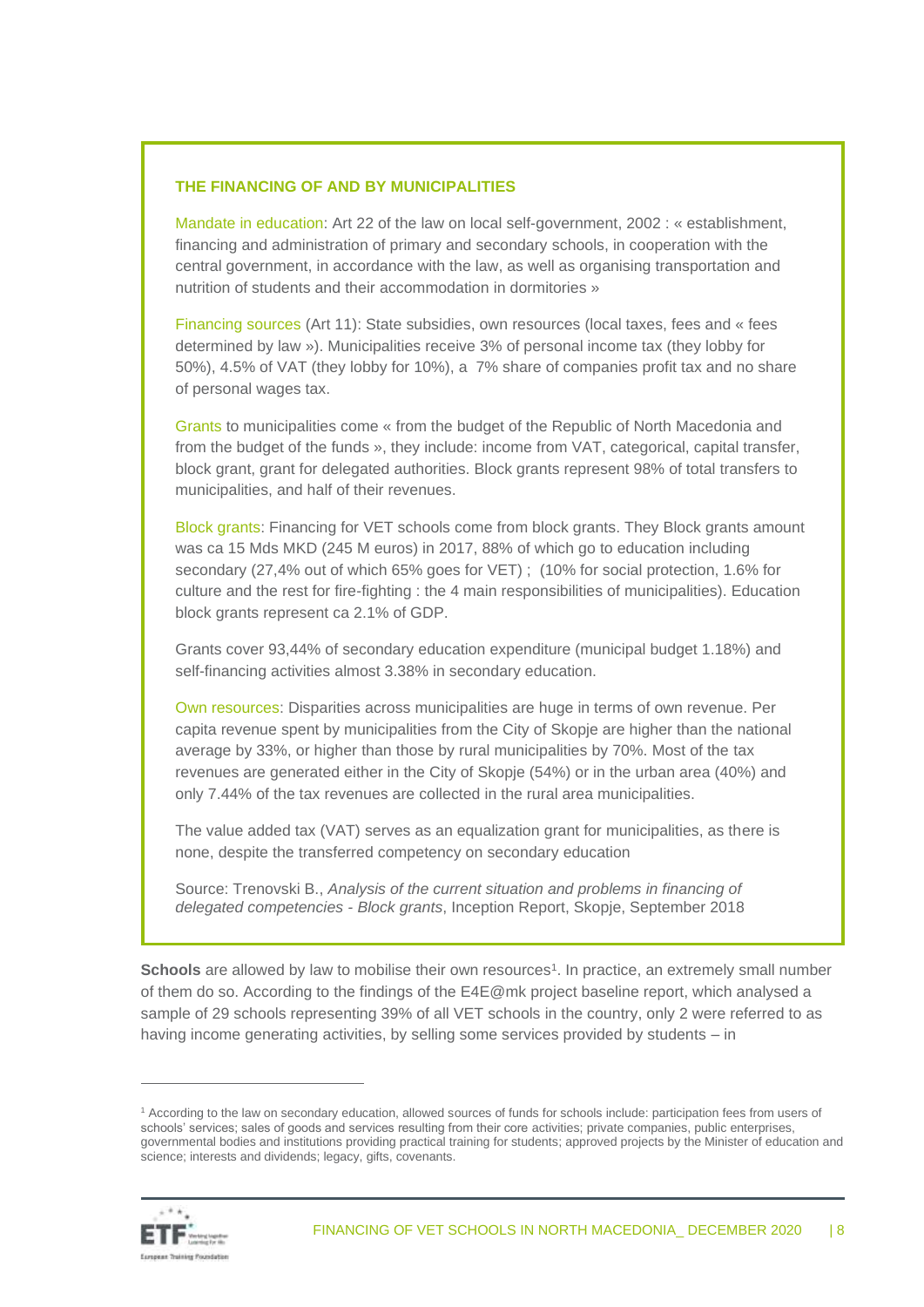### THE FINANCING OF AND BY MUNICIPALITIES

Mandate in education: Art 22 of the law on local self-government, 2002 : « establishment, financing and administration of primary and secondary schools, in cooperation with the central government, in accordance with the law, as well as organising transportation and nutrition of students and their accommodation in dormitories »

Financing sources (Art 11): State subsidies, own resources (local taxes, fees and « fees determined by law »). Municipalities receive 3% of personal income tax (they lobby for 50%), 4.5% of VAT (they lobby for 10%), a 7% share of companies profit tax and no share of personal wages tax.

Grants to municipalities come « from the budget of the Republic of North Macedonia and from the budget of the funds », they include: income from VAT, categorical, capital transfer, block grant, grant for delegated authorities. Block grants represent 98% of total transfers to municipalities, and half of their revenues.

Block grants: Financing for VET schools come from block grants. They Block grants amount was ca 15 Mds MKD (245 M euros) in 2017, 88% of which go to education including secondary (27,4% out of which 65% goes for VET) ; (10% for social protection, 1.6% for culture and the rest for fire-fighting : the 4 main responsibilities of municipalities). Education block grants represent ca 2.1% of GDP.

Grants cover 93,44% of secondary education expenditure (municipal budget 1.18%) and self-financing activities almost 3.38% in secondary education.

Own resources: Disparities across municipalities are huge in terms of own revenue. Per capita revenue spent by municipalities from the City of Skopje are higher than the national average by 33%, or higher than those by rural municipalities by 70%. Most of the tax revenues are generated either in the City of Skopje (54%) or in the urban area (40%) and only 7.44% of the tax revenues are collected in the rural area municipalities.

The value added tax (VAT) serves as an equalization grant for municipalities, as there is none, despite the transferred competency on secondary education

Source: Trenovski B., *Analysis of the current situation and problems in financing of delegated competencies - Block grants*, Inception Report, Skopje, September 2018

**Schools** are allowed by law to mobilise their own resources[1]. In practice, an extremely small number of them do so. According to the findings of the E4E@mk project baseline report, which analysed a sample of 29 schools representing 39% of all VET schools in the country, only 2 were referred to as having income generating activities, by selling some services provided by students – in

[1] According to the law on secondary education, allowed sources of funds for schools include: participation fees from users of schools' services; sales of goods and services resulting from their core activities; private companies, public enterprises, governmental bodies and institutions providing practical training for students; approved projects by the Minister of education and science; interests and dividends; legacy, gifts, covenants.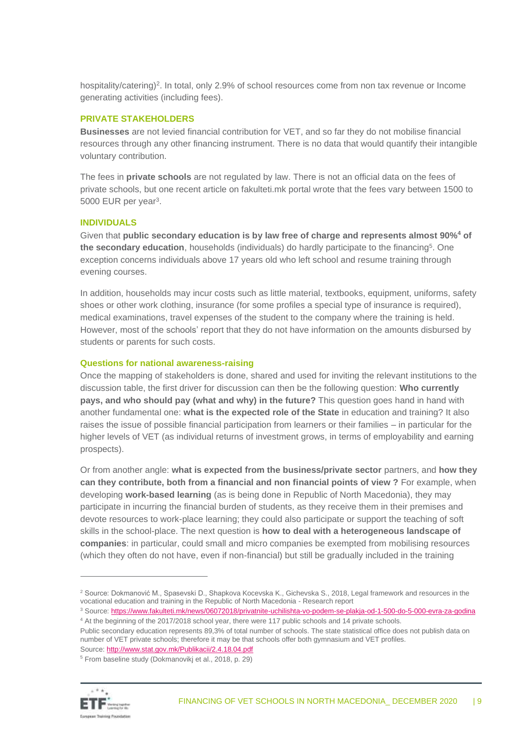hospitality/catering)[2]. In total, only 2.9% of school resources come from non tax revenue or Income generating activities (including fees).

### PRIVATE STAKEHOLDERS

**Businesses** are not levied financial contribution for VET, and so far they do not mobilise financial resources through any other financing instrument. There is no data that would quantify their intangible voluntary contribution.

The fees in **private schools** are not regulated by law. There is not an official data on the fees of private schools, but one recent article on fakulteti.mk portal wrote that the fees vary between 1500 to 5000 EUR per year[3].

### INDIVIDUALS

Given that **public secondary education is by law free of charge and represents almost 90%[4] of the secondary education**, households (individuals) do hardly participate to the financing[5]. One exception concerns individuals above 17 years old who left school and resume training through evening courses.

In addition, households may incur costs such as little material, textbooks, equipment, uniforms, safety shoes or other work clothing, insurance (for some profiles a special type of insurance is required), medical examinations, travel expenses of the student to the company where the training is held. However, most of the schools' report that they do not have information on the amounts disbursed by students or parents for such costs.

### Questions for national awareness-raising

Once the mapping of stakeholders is done, shared and used for inviting the relevant institutions to the discussion table, the first driver for discussion can then be the following question: **Who currently pays, and who should pay (what and why) in the future?** This question goes hand in hand with another fundamental one: **what is the expected role of the State** in education and training? It also raises the issue of possible financial participation from learners or their families – in particular for the higher levels of VET (as individual returns of investment grows, in terms of employability and earning prospects).

Or from another angle: **what is expected from the business/private sector** partners, and **how they can they contribute, both from a financial and non financial points of view ?** For example, when developing **work-based learning** (as is being done in Republic of North Macedonia), they may participate in incurring the financial burden of students, as they receive them in their premises and devote resources to work-place learning; they could also participate or support the teaching of soft skills in the school-place. The next question is **how to deal with a heterogeneous landscape of companies**: in particular, could small and micro companies be exempted from mobilising resources (which they often do not have, even if non-financial) but still be gradually included in the training

---

[2] Source: Dokmanović M., Spasevski D., Shapkova Kocevska K., Gichevska S., 2018, Legal framework and resources in the vocational education and training in the Republic of North Macedonia - Research report

[3] Source: https://www.fakulteti.mk/news/06072018/privatnite-uchilishta-vo-podem-se-plakja-od-1-500-do-5-000-evra-za-godina

[4] At the beginning of the 2017/2018 school year, there were 117 public schools and 14 private schools.
Public secondary education represents 89,3% of total number of schools. The state statistical office does not publish data on number of VET private schools; therefore it may be that schools offer both gymnasium and VET profiles.
Source: http://www.stat.gov.mk/Publikacii/2.4.18.04.pdf

[5] From baseline study (Dokmanovikj et al., 2018, p. 29)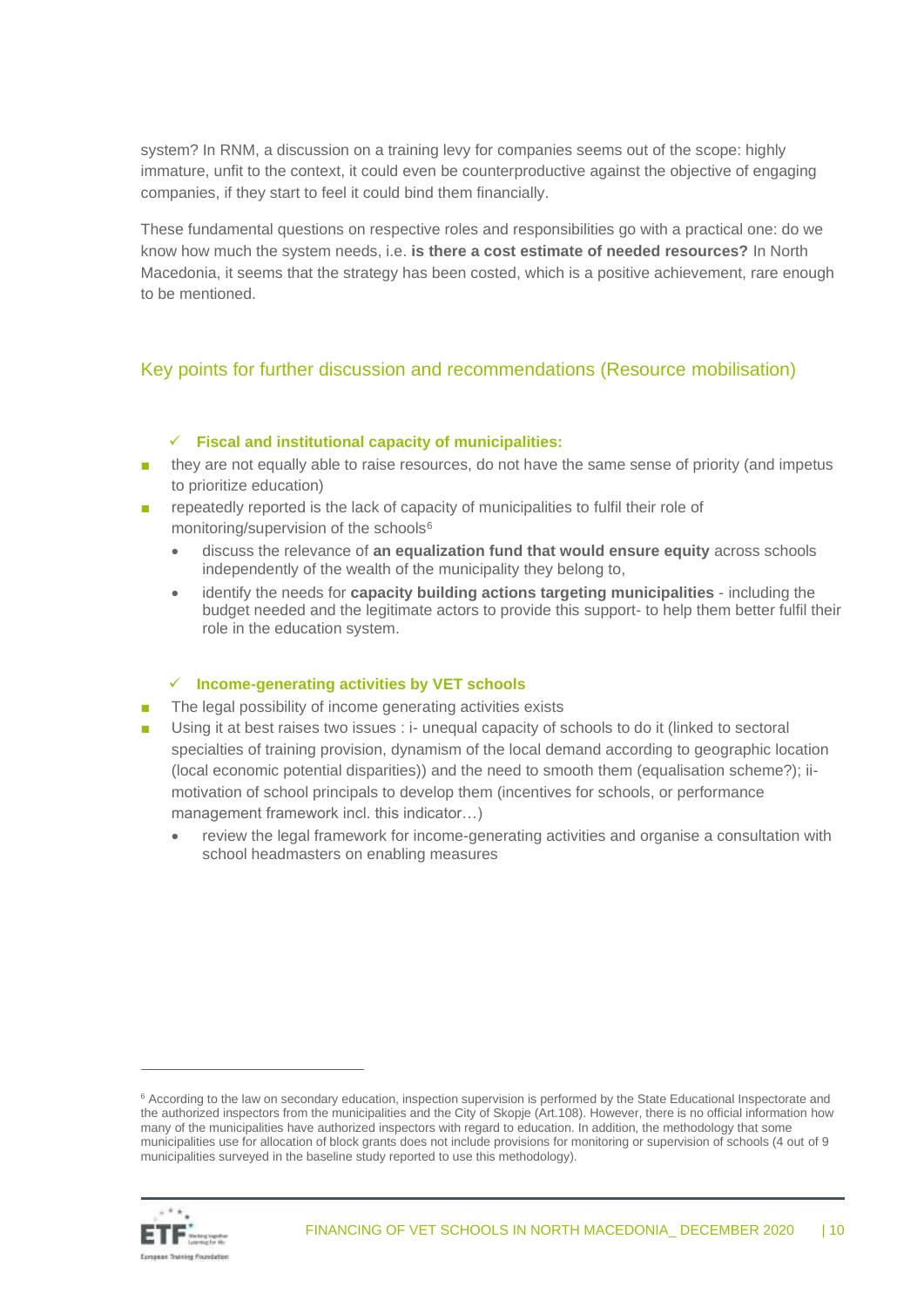system? In RNM, a discussion on a training levy for companies seems out of the scope: highly immature, unfit to the context, it could even be counterproductive against the objective of engaging companies, if they start to feel it could bind them financially.

These fundamental questions on respective roles and responsibilities go with a practical one: do we know how much the system needs, i.e. **is there a cost estimate of needed resources?** In North Macedonia, it seems that the strategy has been costed, which is a positive achievement, rare enough to be mentioned.

## Key points for further discussion and recommendations (Resource mobilisation)

✓ **Fiscal and institutional capacity of municipalities:**

- they are not equally able to raise resources, do not have the same sense of priority (and impetus to prioritize education)
- repeatedly reported is the lack of capacity of municipalities to fulfil their role of monitoring/supervision of the schools[6]
  - discuss the relevance of **an equalization fund that would ensure equity** across schools independently of the wealth of the municipality they belong to,
  - identify the needs for **capacity building actions targeting municipalities** - including the budget needed and the legitimate actors to provide this support- to help them better fulfil their role in the education system.

✓ **Income-generating activities by VET schools**

- The legal possibility of income generating activities exists
- Using it at best raises two issues : i- unequal capacity of schools to do it (linked to sectoral specialties of training provision, dynamism of the local demand according to geographic location (local economic potential disparities)) and the need to smooth them (equalisation scheme?); ii- motivation of school principals to develop them (incentives for schools, or performance management framework incl. this indicator…)
  - review the legal framework for income-generating activities and organise a consultation with school headmasters on enabling measures

[6] According to the law on secondary education, inspection supervision is performed by the State Educational Inspectorate and the authorized inspectors from the municipalities and the City of Skopje (Art.108). However, there is no official information how many of the municipalities have authorized inspectors with regard to education. In addition, the methodology that some municipalities use for allocation of block grants does not include provisions for monitoring or supervision of schools (4 out of 9 municipalities surveyed in the baseline study reported to use this methodology).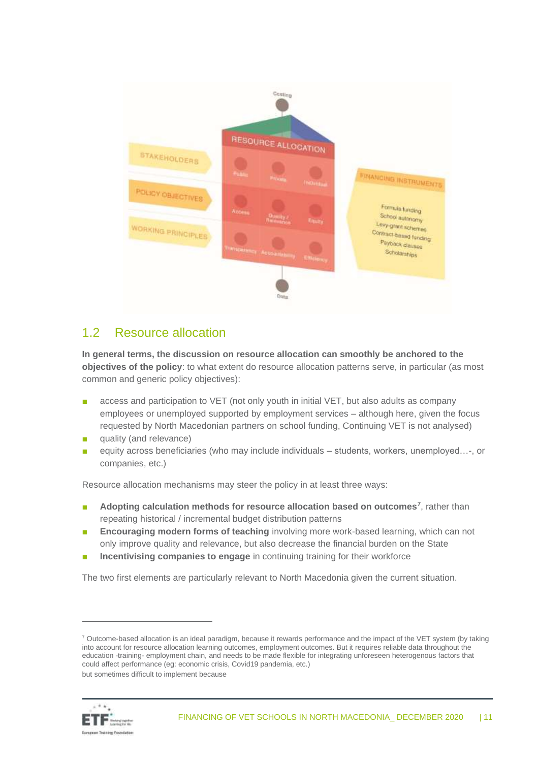## 1.2 Resource allocation

**In general terms, the discussion on resource allocation can smoothly be anchored to the objectives of the policy**: to what extent do resource allocation patterns serve, in particular (as most common and generic policy objectives):

- access and participation to VET (not only youth in initial VET, but also adults as company employees or unemployed supported by employment services – although here, given the focus requested by North Macedonian partners on school funding, Continuing VET is not analysed)
- quality (and relevance)
- equity across beneficiaries (who may include individuals – students, workers, unemployed…-, or companies, etc.)

Resource allocation mechanisms may steer the policy in at least three ways:

- **Adopting calculation methods for resource allocation based on outcomes**[7], rather than repeating historical / incremental budget distribution patterns
- **Encouraging modern forms of teaching** involving more work-based learning, which can not only improve quality and relevance, but also decrease the financial burden on the State
- **Incentivising companies to engage** in continuing training for their workforce

The two first elements are particularly relevant to North Macedonia given the current situation.

---

[7] Outcome-based allocation is an ideal paradigm, because it rewards performance and the impact of the VET system (by taking into account for resource allocation learning outcomes, employment outcomes. But it requires reliable data throughout the education -training- employment chain, and needs to be made flexible for integrating unforeseen heterogenous factors that could affect performance (eg: economic crisis, Covid19 pandemia, etc.)

but sometimes difficult to implement because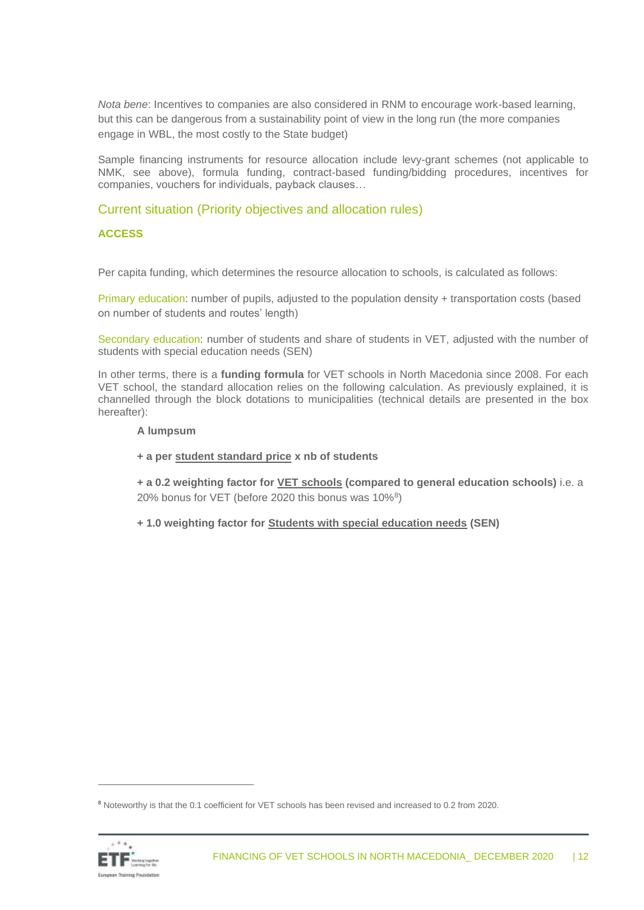*Nota bene*: Incentives to companies are also considered in RNM to encourage work-based learning, but this can be dangerous from a sustainability point of view in the long run (the more companies engage in WBL, the most costly to the State budget)

Sample financing instruments for resource allocation include levy-grant schemes (not applicable to NMK, see above), formula funding, contract-based funding/bidding procedures, incentives for companies, vouchers for individuals, payback clauses…

## Current situation (Priority objectives and allocation rules)

### ACCESS

Per capita funding, which determines the resource allocation to schools, is calculated as follows:

Primary education: number of pupils, adjusted to the population density + transportation costs (based on number of students and routes' length)

Secondary education: number of students and share of students in VET, adjusted with the number of students with special education needs (SEN)

In other terms, there is a **funding formula** for VET schools in North Macedonia since 2008. For each VET school, the standard allocation relies on the following calculation. As previously explained, it is channelled through the block dotations to municipalities (technical details are presented in the box hereafter):

**A lumpsum**

**+ a per student standard price x nb of students**

**+ a 0.2 weighting factor for VET schools (compared to general education schools)** i.e. a 20% bonus for VET (before 2020 this bonus was 10%[8])

**+ 1.0 weighting factor for Students with special education needs (SEN)**

[8] Noteworthy is that the 0.1 coefficient for VET schools has been revised and increased to 0.2 from 2020.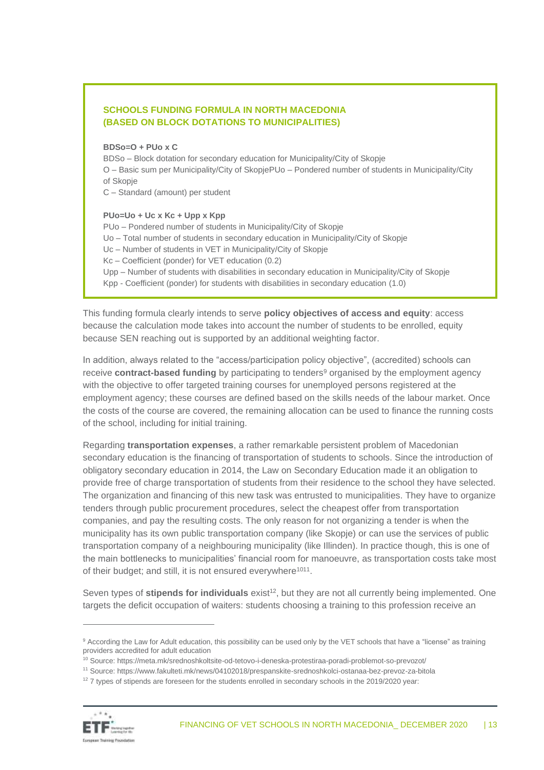**SCHOOLS FUNDING FORMULA IN NORTH MACEDONIA (BASED ON BLOCK DOTATIONS TO MUNICIPALITIES)**

**BDSo=O + PUo x C**

BDSo – Block dotation for secondary education for Municipality/City of Skopje
O – Basic sum per Municipality/City of SkopjePUo – Pondered number of students in Municipality/City of Skopje
C – Standard (amount) per student

**PUo=Uo + Uc x Kc + Upp x Kpp**

PUo – Pondered number of students in Municipality/City of Skopje
Uo – Total number of students in secondary education in Municipality/City of Skopje
Uc – Number of students in VET in Municipality/City of Skopje
Kc – Coefficient (ponder) for VET education (0.2)
Upp – Number of students with disabilities in secondary education in Municipality/City of Skopje
Kpp - Coefficient (ponder) for students with disabilities in secondary education (1.0)

This funding formula clearly intends to serve **policy objectives of access and equity**: access because the calculation mode takes into account the number of students to be enrolled, equity because SEN reaching out is supported by an additional weighting factor.

In addition, always related to the "access/participation policy objective", (accredited) schools can receive **contract-based funding** by participating to tenders[9] organised by the employment agency with the objective to offer targeted training courses for unemployed persons registered at the employment agency; these courses are defined based on the skills needs of the labour market. Once the costs of the course are covered, the remaining allocation can be used to finance the running costs of the school, including for initial training.

Regarding **transportation expenses**, a rather remarkable persistent problem of Macedonian secondary education is the financing of transportation of students to schools. Since the introduction of obligatory secondary education in 2014, the Law on Secondary Education made it an obligation to provide free of charge transportation of students from their residence to the school they have selected. The organization and financing of this new task was entrusted to municipalities. They have to organize tenders through public procurement procedures, select the cheapest offer from transportation companies, and pay the resulting costs. The only reason for not organizing a tender is when the municipality has its own public transportation company (like Skopje) or can use the services of public transportation company of a neighbouring municipality (like Illinden). In practice though, this is one of the main bottlenecks to municipalities' financial room for manoeuvre, as transportation costs take most of their budget; and still, it is not ensured everywhere[10][11].

Seven types of **stipends for individuals** exist[12], but they are not all currently being implemented. One targets the deficit occupation of waiters: students choosing a training to this profession receive an

---

[9] According the Law for Adult education, this possibility can be used only by the VET schools that have a "license" as training providers accredited for adult education

[10] Source: https://meta.mk/srednoshkoltsite-od-tetovo-i-deneska-protestiraa-poradi-problemot-so-prevozot/

[11] Source: https://www.fakulteti.mk/news/04102018/prespanskite-srednoshkolci-ostanaa-bez-prevoz-za-bitola

[12] 7 types of stipends are foreseen for the students enrolled in secondary schools in the 2019/2020 year: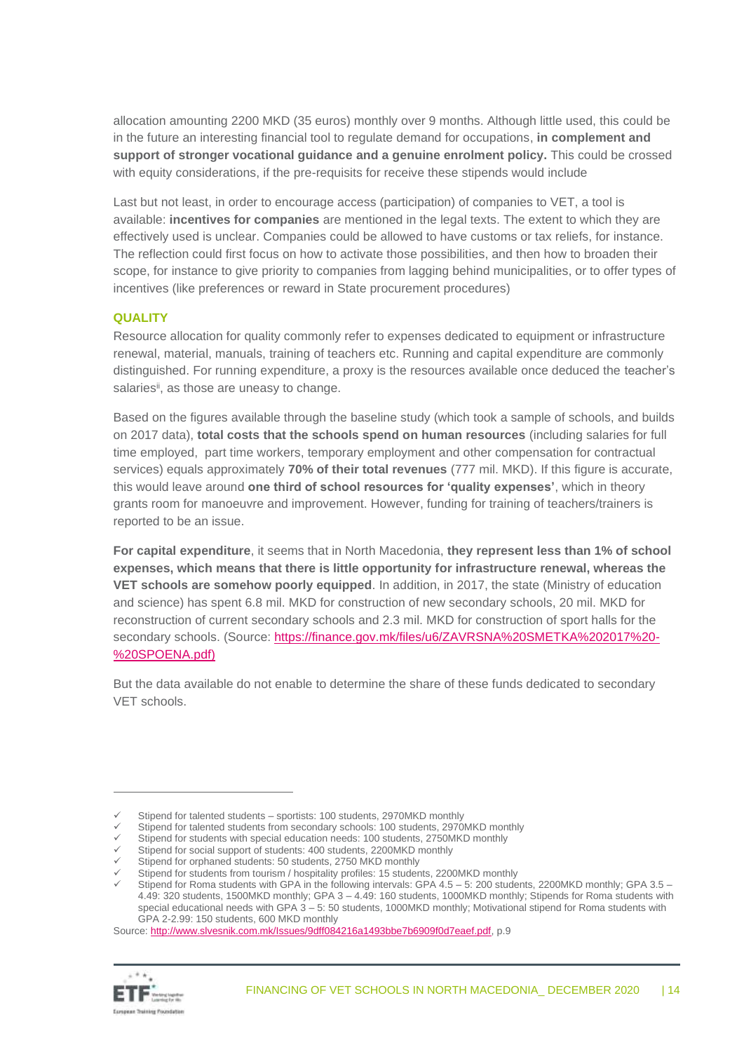allocation amounting 2200 MKD (35 euros) monthly over 9 months. Although little used, this could be in the future an interesting financial tool to regulate demand for occupations, **in complement and support of stronger vocational guidance and a genuine enrolment policy.** This could be crossed with equity considerations, if the pre-requisits for receive these stipends would include

Last but not least, in order to encourage access (participation) of companies to VET, a tool is available: **incentives for companies** are mentioned in the legal texts. The extent to which they are effectively used is unclear. Companies could be allowed to have customs or tax reliefs, for instance. The reflection could first focus on how to activate those possibilities, and then how to broaden their scope, for instance to give priority to companies from lagging behind municipalities, or to offer types of incentives (like preferences or reward in State procurement procedures)

### QUALITY

Resource allocation for quality commonly refer to expenses dedicated to equipment or infrastructure renewal, material, manuals, training of teachers etc. Running and capital expenditure are commonly distinguished. For running expenditure, a proxy is the resources available once deduced the teacher's salaries[ii], as those are uneasy to change.

Based on the figures available through the baseline study (which took a sample of schools, and builds on 2017 data), **total costs that the schools spend on human resources** (including salaries for full time employed, part time workers, temporary employment and other compensation for contractual services) equals approximately **70% of their total revenues** (777 mil. MKD). If this figure is accurate, this would leave around **one third of school resources for 'quality expenses'**, which in theory grants room for manoeuvre and improvement. However, funding for training of teachers/trainers is reported to be an issue.

**For capital expenditure**, it seems that in North Macedonia, **they represent less than 1% of school expenses, which means that there is little opportunity for infrastructure renewal, whereas the VET schools are somehow poorly equipped**. In addition, in 2017, the state (Ministry of education and science) has spent 6.8 mil. MKD for construction of new secondary schools, 20 mil. MKD for reconstruction of current secondary schools and 2.3 mil. MKD for construction of sport halls for the secondary schools. (Source: https://finance.gov.mk/files/u6/ZAVRSNA%20SMETKA%202017%20-%20SPOENA.pdf)

But the data available do not enable to determine the share of these funds dedicated to secondary VET schools.

---

- ✓ Stipend for talented students – sportists: 100 students, 2970MKD monthly
- ✓ Stipend for talented students from secondary schools: 100 students, 2970MKD monthly
- ✓ Stipend for students with special education needs: 100 students, 2750MKD monthly
- ✓ Stipend for social support of students: 400 students, 2200MKD monthly
- ✓ Stipend for orphaned students: 50 students, 2750 MKD monthly
- ✓ Stipend for students from tourism / hospitality profiles: 15 students, 2200MKD monthly
- ✓ Stipend for Roma students with GPA in the following intervals: GPA 4.5 – 5: 200 students, 2200MKD monthly; GPA 3.5 – 4.49: 320 students, 1500MKD monthly; GPA 3 – 4.49: 160 students, 1000MKD monthly; Stipends for Roma students with special educational needs with GPA 3 – 5: 50 students, 1000MKD monthly; Motivational stipend for Roma students with GPA 2-2.99: 150 students, 600 MKD monthly

Source: http://www.slvesnik.com.mk/Issues/9dff084216a1493bbe7b6909f0d7eaef.pdf, p.9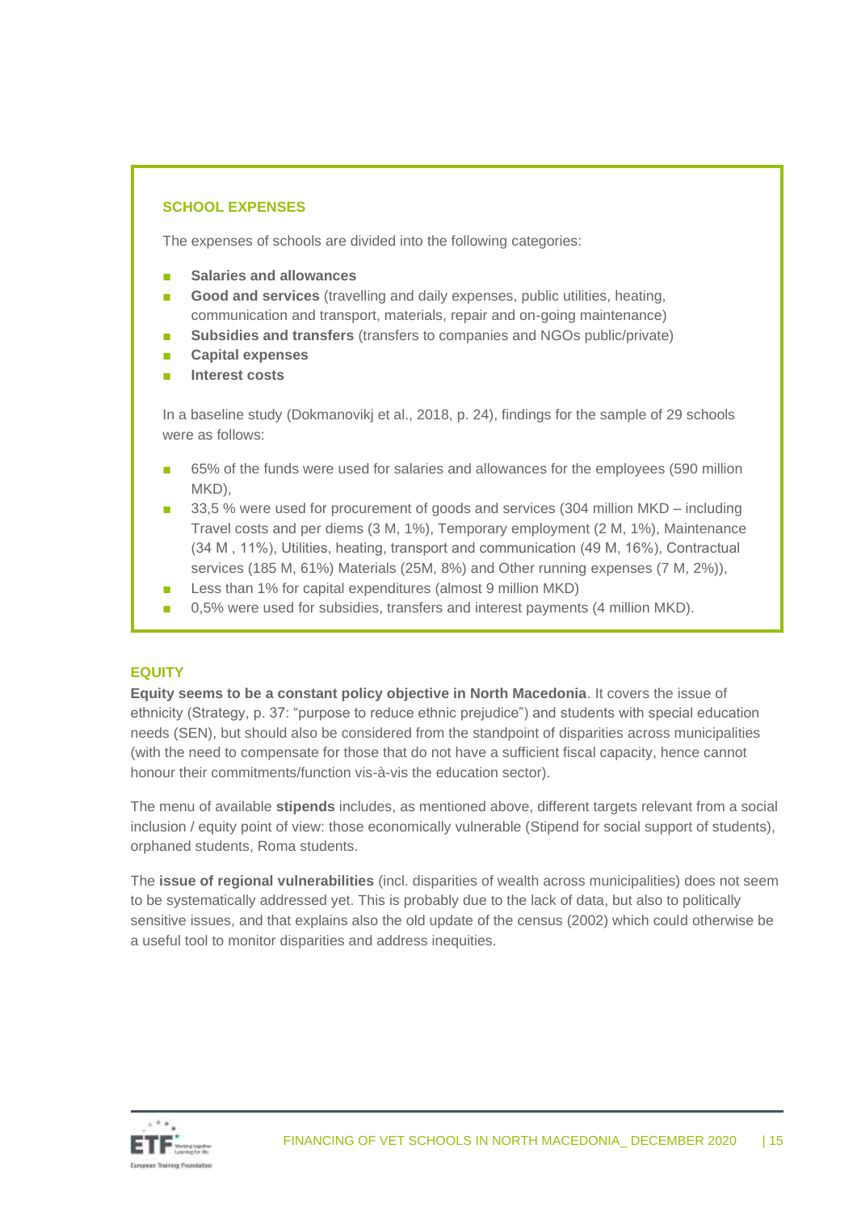### SCHOOL EXPENSES

The expenses of schools are divided into the following categories:

- **Salaries and allowances**
- **Good and services** (travelling and daily expenses, public utilities, heating, communication and transport, materials, repair and on-going maintenance)
- **Subsidies and transfers** (transfers to companies and NGOs public/private)
- **Capital expenses**
- **Interest costs**

In a baseline study (Dokmanovikj et al., 2018, p. 24), findings for the sample of 29 schools were as follows:

- 65% of the funds were used for salaries and allowances for the employees (590 million MKD),
- 33,5 % were used for procurement of goods and services (304 million MKD – including Travel costs and per diems (3 M, 1%), Temporary employment (2 M, 1%), Maintenance (34 M , 11%), Utilities, heating, transport and communication (49 M, 16%), Contractual services (185 M, 61%) Materials (25M, 8%) and Other running expenses (7 M, 2%)),
- Less than 1% for capital expenditures (almost 9 million MKD)
- 0,5% were used for subsidies, transfers and interest payments (4 million MKD).

### EQUITY

**Equity seems to be a constant policy objective in North Macedonia**. It covers the issue of ethnicity (Strategy, p. 37: "purpose to reduce ethnic prejudice") and students with special education needs (SEN), but should also be considered from the standpoint of disparities across municipalities (with the need to compensate for those that do not have a sufficient fiscal capacity, hence cannot honour their commitments/function vis-à-vis the education sector).

The menu of available **stipends** includes, as mentioned above, different targets relevant from a social inclusion / equity point of view: those economically vulnerable (Stipend for social support of students), orphaned students, Roma students.

The **issue of regional vulnerabilities** (incl. disparities of wealth across municipalities) does not seem to be systematically addressed yet. This is probably due to the lack of data, but also to politically sensitive issues, and that explains also the old update of the census (2002) which could otherwise be a useful tool to monitor disparities and address inequities.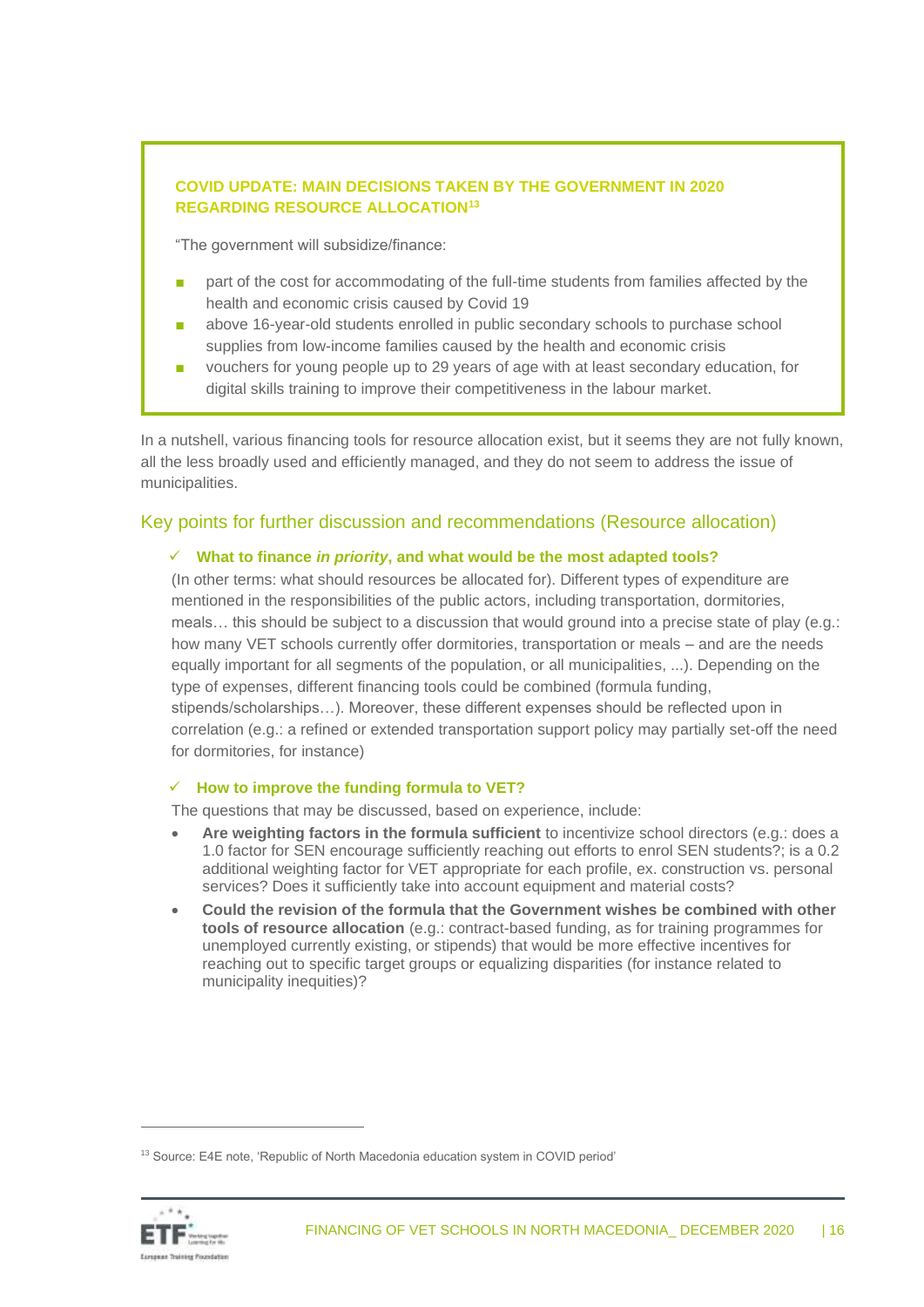**COVID UPDATE: MAIN DECISIONS TAKEN BY THE GOVERNMENT IN 2020 REGARDING RESOURCE ALLOCATION**[13]

"The government will subsidize/finance:

- part of the cost for accommodating of the full-time students from families affected by the health and economic crisis caused by Covid 19
- above 16-year-old students enrolled in public secondary schools to purchase school supplies from low-income families caused by the health and economic crisis
- vouchers for young people up to 29 years of age with at least secondary education, for digital skills training to improve their competitiveness in the labour market.

In a nutshell, various financing tools for resource allocation exist, but it seems they are not fully known, all the less broadly used and efficiently managed, and they do not seem to address the issue of municipalities.

## Key points for further discussion and recommendations (Resource allocation)

✓ **What to finance *in priority*, and what would be the most adapted tools?**

(In other terms: what should resources be allocated for). Different types of expenditure are mentioned in the responsibilities of the public actors, including transportation, dormitories, meals… this should be subject to a discussion that would ground into a precise state of play (e.g.: how many VET schools currently offer dormitories, transportation or meals – and are the needs equally important for all segments of the population, or all municipalities, ...). Depending on the type of expenses, different financing tools could be combined (formula funding, stipends/scholarships…). Moreover, these different expenses should be reflected upon in correlation (e.g.: a refined or extended transportation support policy may partially set-off the need for dormitories, for instance)

✓ **How to improve the funding formula to VET?**

The questions that may be discussed, based on experience, include:

- **Are weighting factors in the formula sufficient** to incentivize school directors (e.g.: does a 1.0 factor for SEN encourage sufficiently reaching out efforts to enrol SEN students?; is a 0.2 additional weighting factor for VET appropriate for each profile, ex. construction vs. personal services? Does it sufficiently take into account equipment and material costs?
- **Could the revision of the formula that the Government wishes be combined with other tools of resource allocation** (e.g.: contract-based funding, as for training programmes for unemployed currently existing, or stipends) that would be more effective incentives for reaching out to specific target groups or equalizing disparities (for instance related to municipality inequities)?

---

[13] Source: E4E note, 'Republic of North Macedonia education system in COVID period'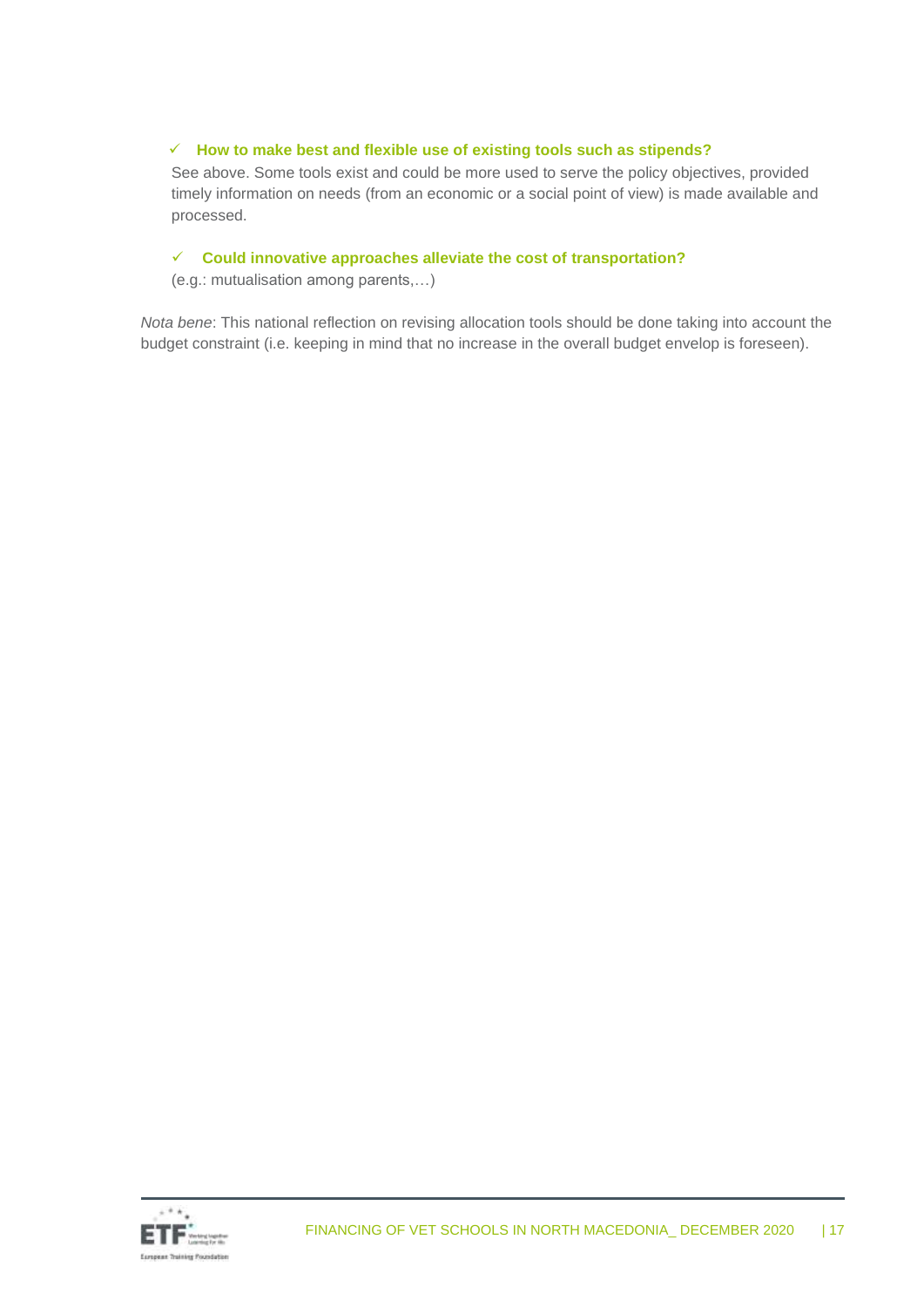- ✓ **How to make best and flexible use of existing tools such as stipends?**

  See above. Some tools exist and could be more used to serve the policy objectives, provided timely information on needs (from an economic or a social point of view) is made available and processed.

- ✓ **Could innovative approaches alleviate the cost of transportation?**

  (e.g.: mutualisation among parents,…)

*Nota bene*: This national reflection on revising allocation tools should be done taking into account the budget constraint (i.e. keeping in mind that no increase in the overall budget envelop is foreseen).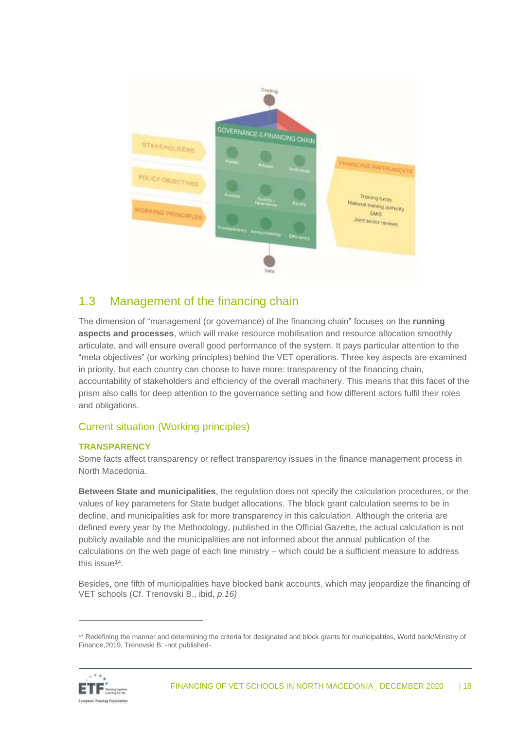## 1.3 Management of the financing chain

The dimension of "management (or governance) of the financing chain" focuses on the **running aspects and processes**, which will make resource mobilisation and resource allocation smoothly articulate, and will ensure overall good performance of the system. It pays particular attention to the "meta objectives" (or working principles) behind the VET operations. Three key aspects are examined in priority, but each country can choose to have more: transparency of the financing chain, accountability of stakeholders and efficiency of the overall machinery. This means that this facet of the prism also calls for deep attention to the governance setting and how different actors fulfil their roles and obligations.

### Current situation (Working principles)

#### TRANSPARENCY

Some facts affect transparency or reflect transparency issues in the finance management process in North Macedonia.

**Between State and municipalities**, the regulation does not specify the calculation procedures, or the values of key parameters for State budget allocations. The block grant calculation seems to be in decline, and municipalities ask for more transparency in this calculation. Although the criteria are defined every year by the Methodology, published in the Official Gazette, the actual calculation is not publicly available and the municipalities are not informed about the annual publication of the calculations on the web page of each line ministry – which could be a sufficient measure to address this issue[14].

Besides, one fifth of municipalities have blocked bank accounts, which may jeopardize the financing of VET schools (Cf. Trenovski B., ibid, *p.16)*

[14] Redefining the manner and determining the criteria for designated and block grants for municipalities, World bank/Ministry of Finance,2019, Trenovski B. -not published-.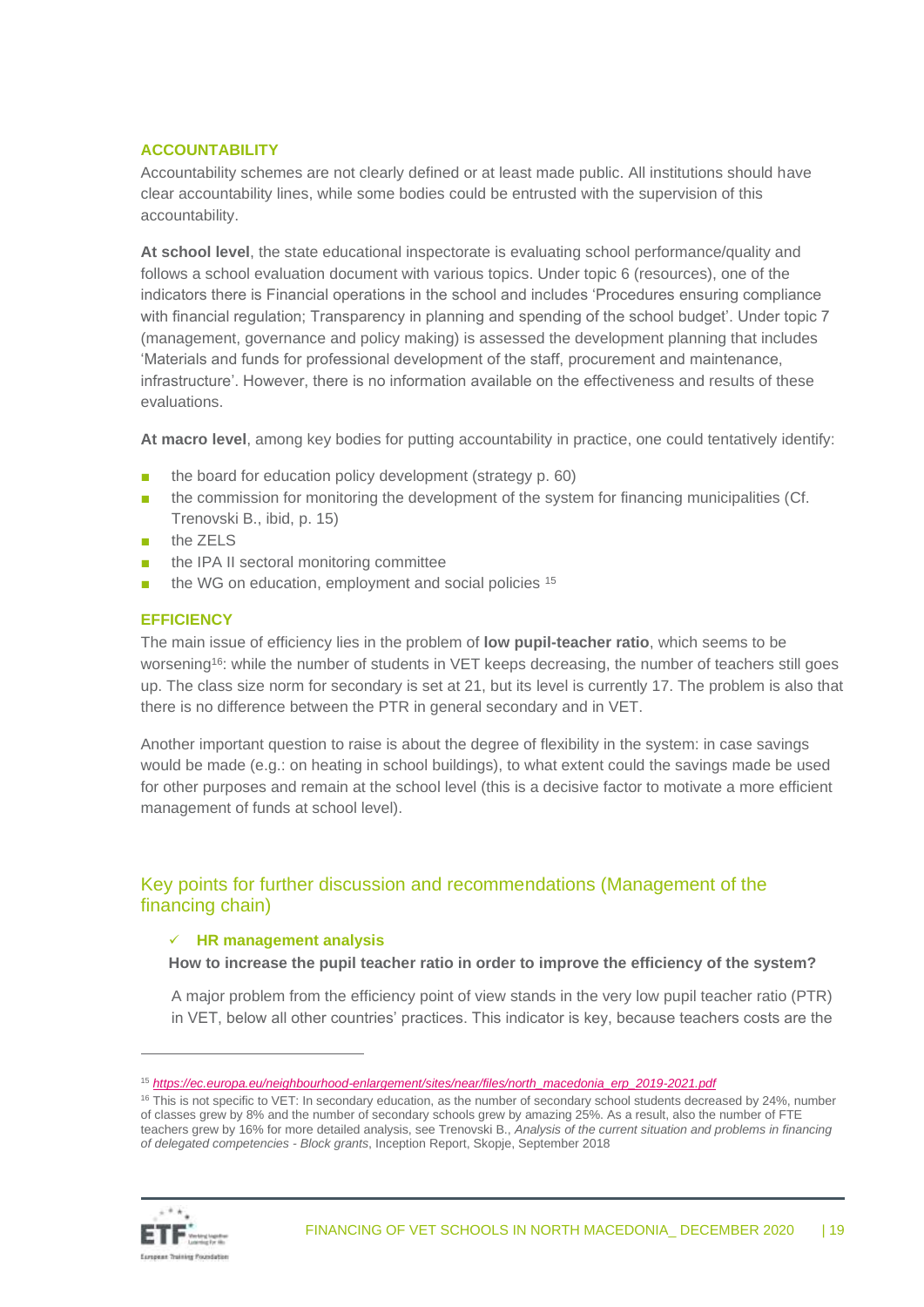### ACCOUNTABILITY

Accountability schemes are not clearly defined or at least made public. All institutions should have clear accountability lines, while some bodies could be entrusted with the supervision of this accountability.

**At school level**, the state educational inspectorate is evaluating school performance/quality and follows a school evaluation document with various topics. Under topic 6 (resources), one of the indicators there is Financial operations in the school and includes 'Procedures ensuring compliance with financial regulation; Transparency in planning and spending of the school budget'. Under topic 7 (management, governance and policy making) is assessed the development planning that includes 'Materials and funds for professional development of the staff, procurement and maintenance, infrastructure'. However, there is no information available on the effectiveness and results of these evaluations.

**At macro level**, among key bodies for putting accountability in practice, one could tentatively identify:

- the board for education policy development (strategy p. 60)
- the commission for monitoring the development of the system for financing municipalities (Cf. Trenovski B., ibid, p. 15)
- the ZELS
- the IPA II sectoral monitoring committee
- the WG on education, employment and social policies [15]

### EFFICIENCY

The main issue of efficiency lies in the problem of **low pupil-teacher ratio**, which seems to be worsening[16]: while the number of students in VET keeps decreasing, the number of teachers still goes up. The class size norm for secondary is set at 21, but its level is currently 17. The problem is also that there is no difference between the PTR in general secondary and in VET.

Another important question to raise is about the degree of flexibility in the system: in case savings would be made (e.g.: on heating in school buildings), to what extent could the savings made be used for other purposes and remain at the school level (this is a decisive factor to motivate a more efficient management of funds at school level).

## Key points for further discussion and recommendations (Management of the financing chain)

- ✓ **HR management analysis**

**How to increase the pupil teacher ratio in order to improve the efficiency of the system?**

A major problem from the efficiency point of view stands in the very low pupil teacher ratio (PTR) in VET, below all other countries' practices. This indicator is key, because teachers costs are the

---

[15] *https://ec.europa.eu/neighbourhood-enlargement/sites/near/files/north_macedonia_erp_2019-2021.pdf*

[16] This is not specific to VET: In secondary education, as the number of secondary school students decreased by 24%, number of classes grew by 8% and the number of secondary schools grew by amazing 25%. As a result, also the number of FTE teachers grew by 16% for more detailed analysis, see Trenovski B., *Analysis of the current situation and problems in financing of delegated competencies - Block grants*, Inception Report, Skopje, September 2018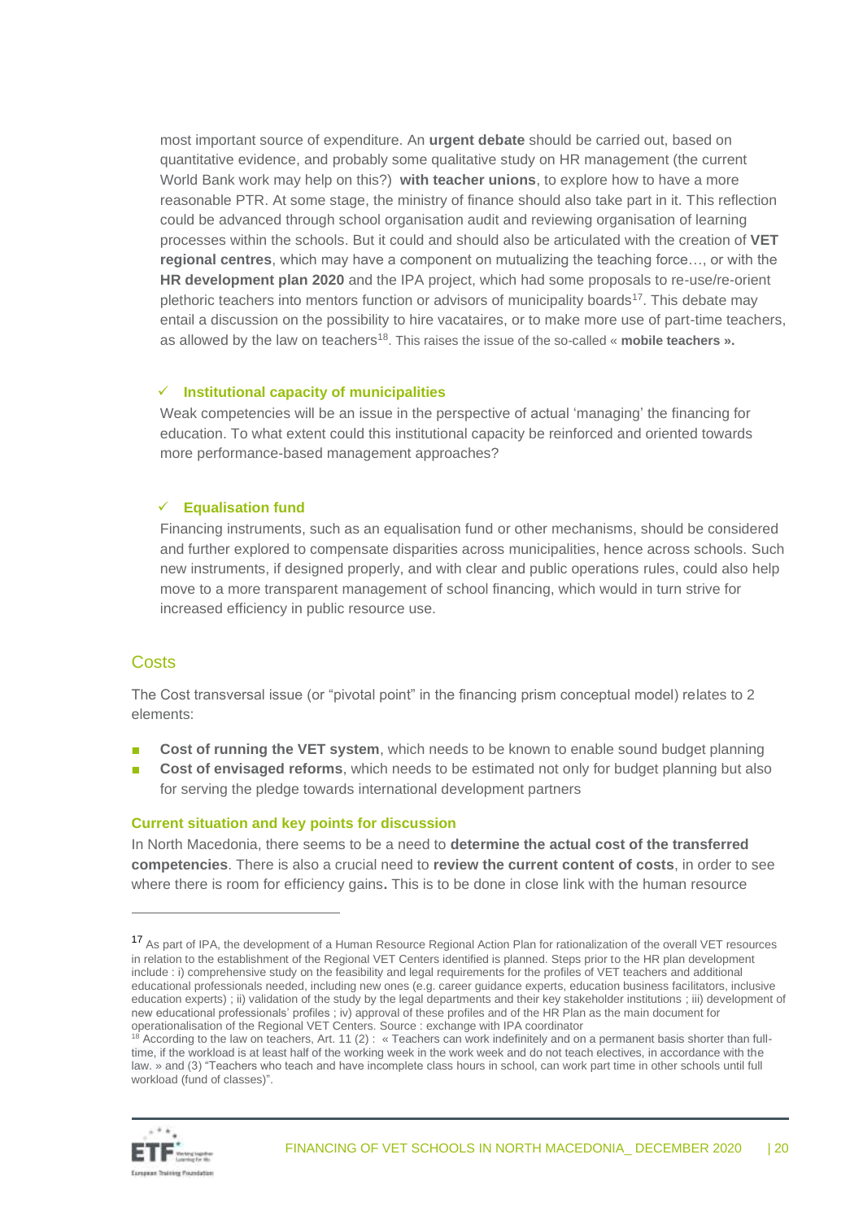most important source of expenditure. An **urgent debate** should be carried out, based on quantitative evidence, and probably some qualitative study on HR management (the current World Bank work may help on this?) **with teacher unions**, to explore how to have a more reasonable PTR. At some stage, the ministry of finance should also take part in it. This reflection could be advanced through school organisation audit and reviewing organisation of learning processes within the schools. But it could and should also be articulated with the creation of **VET regional centres**, which may have a component on mutualizing the teaching force…, or with the **HR development plan 2020** and the IPA project, which had some proposals to re-use/re-orient plethoric teachers into mentors function or advisors of municipality boards[17]. This debate may entail a discussion on the possibility to hire vacataires, or to make more use of part-time teachers, as allowed by the law on teachers[18]. This raises the issue of the so-called « **mobile teachers ».**

✓ **Institutional capacity of municipalities**

Weak competencies will be an issue in the perspective of actual 'managing' the financing for education. To what extent could this institutional capacity be reinforced and oriented towards more performance-based management approaches?

✓ **Equalisation fund**

Financing instruments, such as an equalisation fund or other mechanisms, should be considered and further explored to compensate disparities across municipalities, hence across schools. Such new instruments, if designed properly, and with clear and public operations rules, could also help move to a more transparent management of school financing, which would in turn strive for increased efficiency in public resource use.

## Costs

The Cost transversal issue (or "pivotal point" in the financing prism conceptual model) relates to 2 elements:

- **Cost of running the VET system**, which needs to be known to enable sound budget planning
- **Cost of envisaged reforms**, which needs to be estimated not only for budget planning but also for serving the pledge towards international development partners

### Current situation and key points for discussion

In North Macedonia, there seems to be a need to **determine the actual cost of the transferred competencies**. There is also a crucial need to **review the current content of costs**, in order to see where there is room for efficiency gains**.** This is to be done in close link with the human resource

---

[17] As part of IPA, the development of a Human Resource Regional Action Plan for rationalization of the overall VET resources in relation to the establishment of the Regional VET Centers identified is planned. Steps prior to the HR plan development include : i) comprehensive study on the feasibility and legal requirements for the profiles of VET teachers and additional educational professionals needed, including new ones (e.g. career guidance experts, education business facilitators, inclusive education experts) ; ii) validation of the study by the legal departments and their key stakeholder institutions ; iii) development of new educational professionals' profiles ; iv) approval of these profiles and of the HR Plan as the main document for operationalisation of the Regional VET Centers. Source : exchange with IPA coordinator

[18] According to the law on teachers, Art. 11 (2) : « Teachers can work indefinitely and on a permanent basis shorter than full-time, if the workload is at least half of the working week in the work week and do not teach electives, in accordance with the law. » and (3) "Teachers who teach and have incomplete class hours in school, can work part time in other schools until full workload (fund of classes)".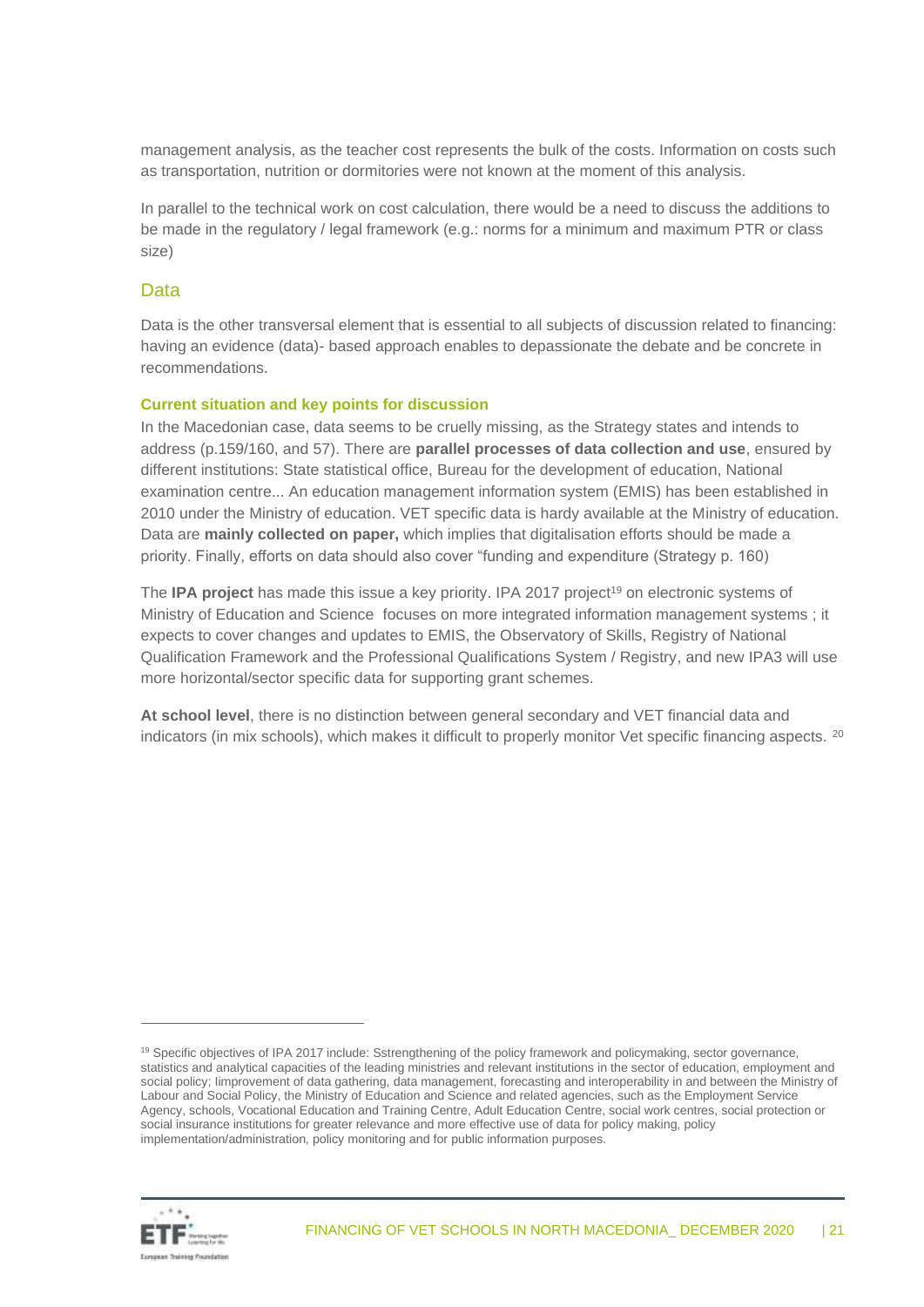management analysis, as the teacher cost represents the bulk of the costs. Information on costs such as transportation, nutrition or dormitories were not known at the moment of this analysis.

In parallel to the technical work on cost calculation, there would be a need to discuss the additions to be made in the regulatory / legal framework (e.g.: norms for a minimum and maximum PTR or class size)

## Data

Data is the other transversal element that is essential to all subjects of discussion related to financing: having an evidence (data)- based approach enables to depassionate the debate and be concrete in recommendations.

#### Current situation and key points for discussion

In the Macedonian case, data seems to be cruelly missing, as the Strategy states and intends to address (p.159/160, and 57). There are **parallel processes of data collection and use**, ensured by different institutions: State statistical office, Bureau for the development of education, National examination centre... An education management information system (EMIS) has been established in 2010 under the Ministry of education. VET specific data is hardy available at the Ministry of education. Data are **mainly collected on paper,** which implies that digitalisation efforts should be made a priority. Finally, efforts on data should also cover "funding and expenditure (Strategy p. 160)

The **IPA project** has made this issue a key priority. IPA 2017 project[19] on electronic systems of Ministry of Education and Science focuses on more integrated information management systems ; it expects to cover changes and updates to EMIS, the Observatory of Skills, Registry of National Qualification Framework and the Professional Qualifications System / Registry, and new IPA3 will use more horizontal/sector specific data for supporting grant schemes.

**At school level**, there is no distinction between general secondary and VET financial data and indicators (in mix schools), which makes it difficult to properly monitor Vet specific financing aspects. [20]

[19] Specific objectives of IPA 2017 include: Sstrengthening of the policy framework and policymaking, sector governance, statistics and analytical capacities of the leading ministries and relevant institutions in the sector of education, employment and social policy; Iimprovement of data gathering, data management, forecasting and interoperability in and between the Ministry of Labour and Social Policy, the Ministry of Education and Science and related agencies, such as the Employment Service Agency, schools, Vocational Education and Training Centre, Adult Education Centre, social work centres, social protection or social insurance institutions for greater relevance and more effective use of data for policy making, policy implementation/administration, policy monitoring and for public information purposes.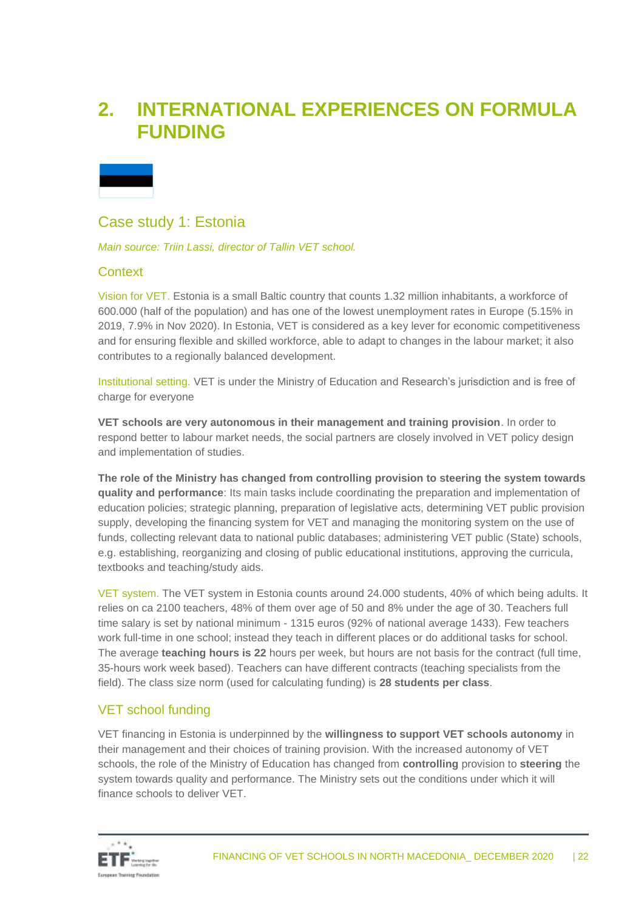# 2. INTERNATIONAL EXPERIENCES ON FORMULA FUNDING

## Case study 1: Estonia

*Main source: Triin Lassi, director of Tallin VET school.*

### Context

Vision for VET. Estonia is a small Baltic country that counts 1.32 million inhabitants, a workforce of 600.000 (half of the population) and has one of the lowest unemployment rates in Europe (5.15% in 2019, 7.9% in Nov 2020). In Estonia, VET is considered as a key lever for economic competitiveness and for ensuring flexible and skilled workforce, able to adapt to changes in the labour market; it also contributes to a regionally balanced development.

Institutional setting. VET is under the Ministry of Education and Research's jurisdiction and is free of charge for everyone

**VET schools are very autonomous in their management and training provision**. In order to respond better to labour market needs, the social partners are closely involved in VET policy design and implementation of studies.

**The role of the Ministry has changed from controlling provision to steering the system towards quality and performance**: Its main tasks include coordinating the preparation and implementation of education policies; strategic planning, preparation of legislative acts, determining VET public provision supply, developing the financing system for VET and managing the monitoring system on the use of funds, collecting relevant data to national public databases; administering VET public (State) schools, e.g. establishing, reorganizing and closing of public educational institutions, approving the curricula, textbooks and teaching/study aids.

VET system. The VET system in Estonia counts around 24.000 students, 40% of which being adults. It relies on ca 2100 teachers, 48% of them over age of 50 and 8% under the age of 30. Teachers full time salary is set by national minimum - 1315 euros (92% of national average 1433). Few teachers work full-time in one school; instead they teach in different places or do additional tasks for school. The average **teaching hours is 22** hours per week, but hours are not basis for the contract (full time, 35-hours work week based). Teachers can have different contracts (teaching specialists from the field). The class size norm (used for calculating funding) is **28 students per class**.

### VET school funding

VET financing in Estonia is underpinned by the **willingness to support VET schools autonomy** in their management and their choices of training provision. With the increased autonomy of VET schools, the role of the Ministry of Education has changed from **controlling** provision to **steering** the system towards quality and performance. The Ministry sets out the conditions under which it will finance schools to deliver VET.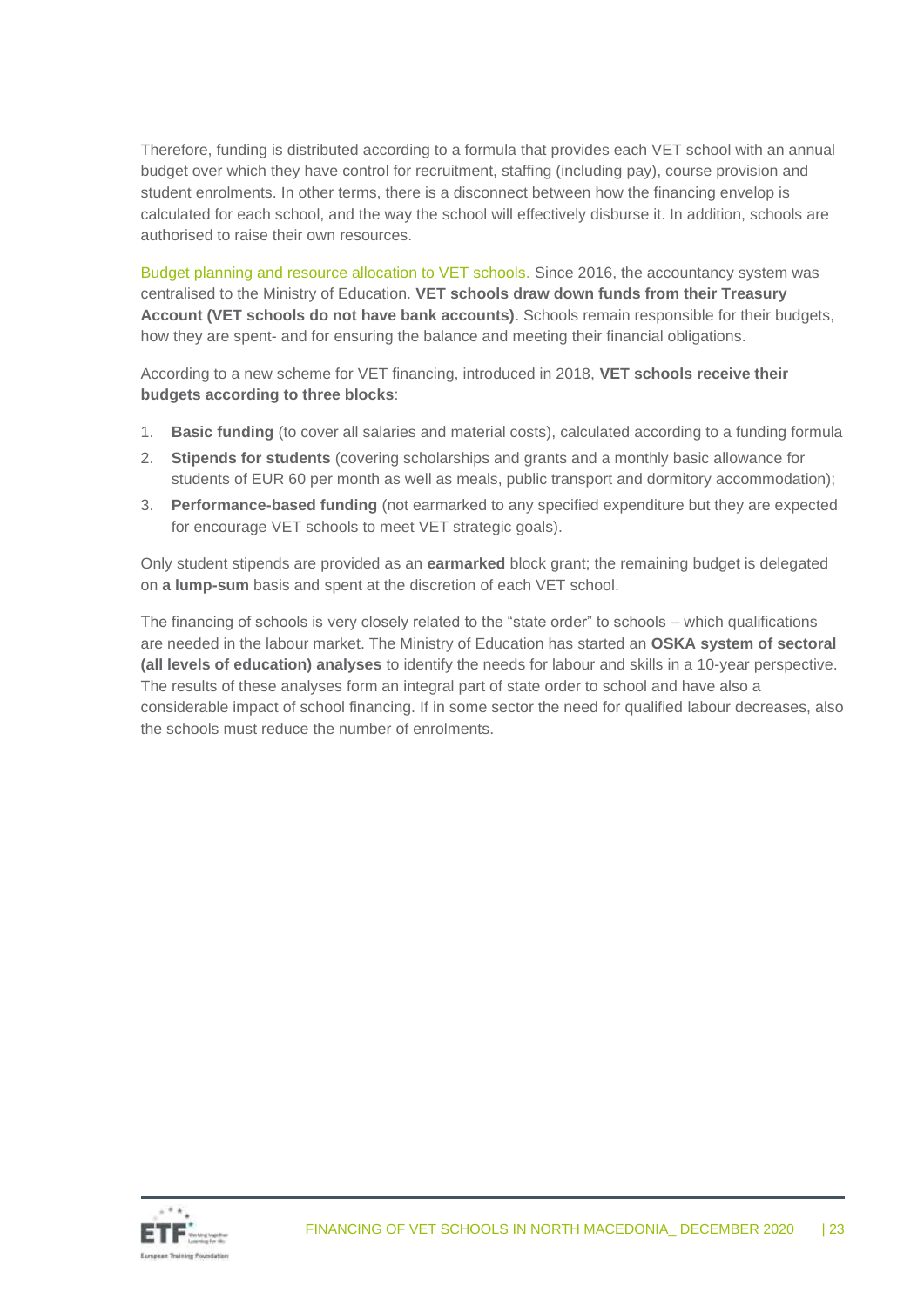Therefore, funding is distributed according to a formula that provides each VET school with an annual budget over which they have control for recruitment, staffing (including pay), course provision and student enrolments. In other terms, there is a disconnect between how the financing envelop is calculated for each school, and the way the school will effectively disburse it. In addition, schools are authorised to raise their own resources.

Budget planning and resource allocation to VET schools. Since 2016, the accountancy system was centralised to the Ministry of Education. **VET schools draw down funds from their Treasury Account (VET schools do not have bank accounts)**. Schools remain responsible for their budgets, how they are spent- and for ensuring the balance and meeting their financial obligations.

According to a new scheme for VET financing, introduced in 2018, **VET schools receive their budgets according to three blocks**:

1. **Basic funding** (to cover all salaries and material costs), calculated according to a funding formula
2. **Stipends for students** (covering scholarships and grants and a monthly basic allowance for students of EUR 60 per month as well as meals, public transport and dormitory accommodation);
3. **Performance-based funding** (not earmarked to any specified expenditure but they are expected for encourage VET schools to meet VET strategic goals).

Only student stipends are provided as an **earmarked** block grant; the remaining budget is delegated on **a lump-sum** basis and spent at the discretion of each VET school.

The financing of schools is very closely related to the "state order" to schools – which qualifications are needed in the labour market. The Ministry of Education has started an **OSKA system of sectoral (all levels of education) analyses** to identify the needs for labour and skills in a 10-year perspective. The results of these analyses form an integral part of state order to school and have also a considerable impact of school financing. If in some sector the need for qualified labour decreases, also the schools must reduce the number of enrolments.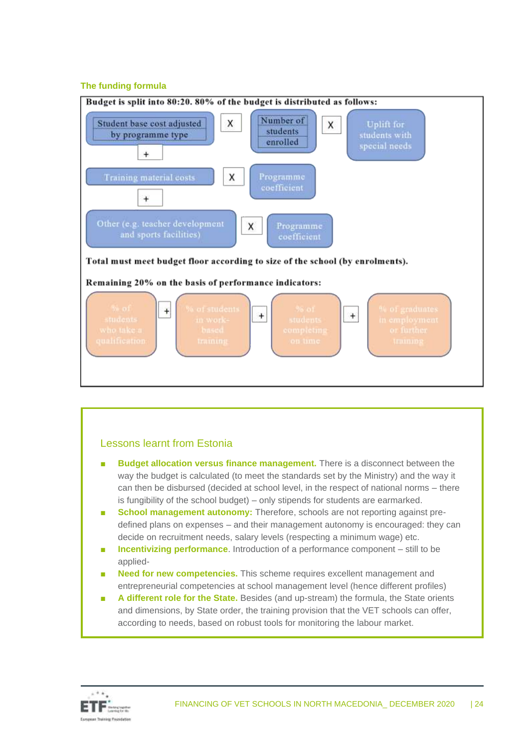**The funding formula**

**Budget is split into 80:20. 80% of the budget is distributed as follows:**

Student base cost adjusted by programme type X Number of students enrolled X Uplift for students with special needs

\+

Training material costs X Programme coefficient

\+

Other (e.g. teacher development and sports facilities) X Programme coefficient

**Total must meet budget floor according to size of the school (by enrolments).**

**Remaining 20% on the basis of performance indicators:**

% of students who take a qualification + % of students in work-based training + % of students completing on time + % of graduates in employment or further training

## Lessons learnt from Estonia

- **Budget allocation versus finance management.** There is a disconnect between the way the budget is calculated (to meet the standards set by the Ministry) and the way it can then be disbursed (decided at school level, in the respect of national norms – there is fungibility of the school budget) – only stipends for students are earmarked.
- **School management autonomy:** Therefore, schools are not reporting against pre-defined plans on expenses – and their management autonomy is encouraged: they can decide on recruitment needs, salary levels (respecting a minimum wage) etc.
- **Incentivizing performance**. Introduction of a performance component – still to be applied-
- **Need for new competencies.** This scheme requires excellent management and entrepreneurial competencies at school management level (hence different profiles)
- **A different role for the State.** Besides (and up-stream) the formula, the State orients and dimensions, by State order, the training provision that the VET schools can offer, according to needs, based on robust tools for monitoring the labour market.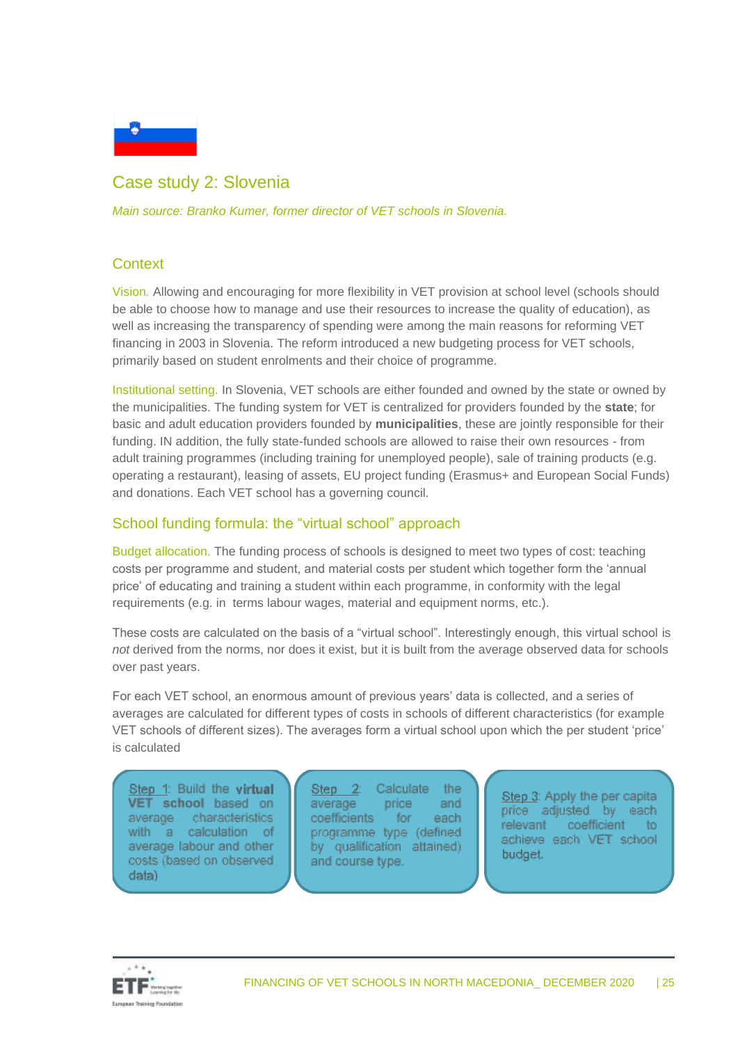## Case study 2: Slovenia

*Main source: Branko Kumer, former director of VET schools in Slovenia.*

### Context

Vision. Allowing and encouraging for more flexibility in VET provision at school level (schools should be able to choose how to manage and use their resources to increase the quality of education), as well as increasing the transparency of spending were among the main reasons for reforming VET financing in 2003 in Slovenia. The reform introduced a new budgeting process for VET schools, primarily based on student enrolments and their choice of programme.

Institutional setting. In Slovenia, VET schools are either founded and owned by the state or owned by the municipalities. The funding system for VET is centralized for providers founded by the **state**; for basic and adult education providers founded by **municipalities**, these are jointly responsible for their funding. IN addition, the fully state-funded schools are allowed to raise their own resources - from adult training programmes (including training for unemployed people), sale of training products (e.g. operating a restaurant), leasing of assets, EU project funding (Erasmus+ and European Social Funds) and donations. Each VET school has a governing council.

### School funding formula: the "virtual school" approach

Budget allocation. The funding process of schools is designed to meet two types of cost: teaching costs per programme and student, and material costs per student which together form the 'annual price' of educating and training a student within each programme, in conformity with the legal requirements (e.g. in terms labour wages, material and equipment norms, etc.).

These costs are calculated on the basis of a "virtual school". Interestingly enough, this virtual school is *not* derived from the norms, nor does it exist, but it is built from the average observed data for schools over past years.

For each VET school, an enormous amount of previous years' data is collected, and a series of averages are calculated for different types of costs in schools of different characteristics (for example VET schools of different sizes). The averages form a virtual school upon which the per student 'price' is calculated

Step 1: Build the **virtual VET school** based on average characteristics with a calculation of average labour and other costs (based on observed data)

Step 2: Calculate the average price and coefficients for each programme type (defined by qualification attained) and course type.

Step 3: Apply the per capita price adjusted by each relevant coefficient to achieve each VET school budget.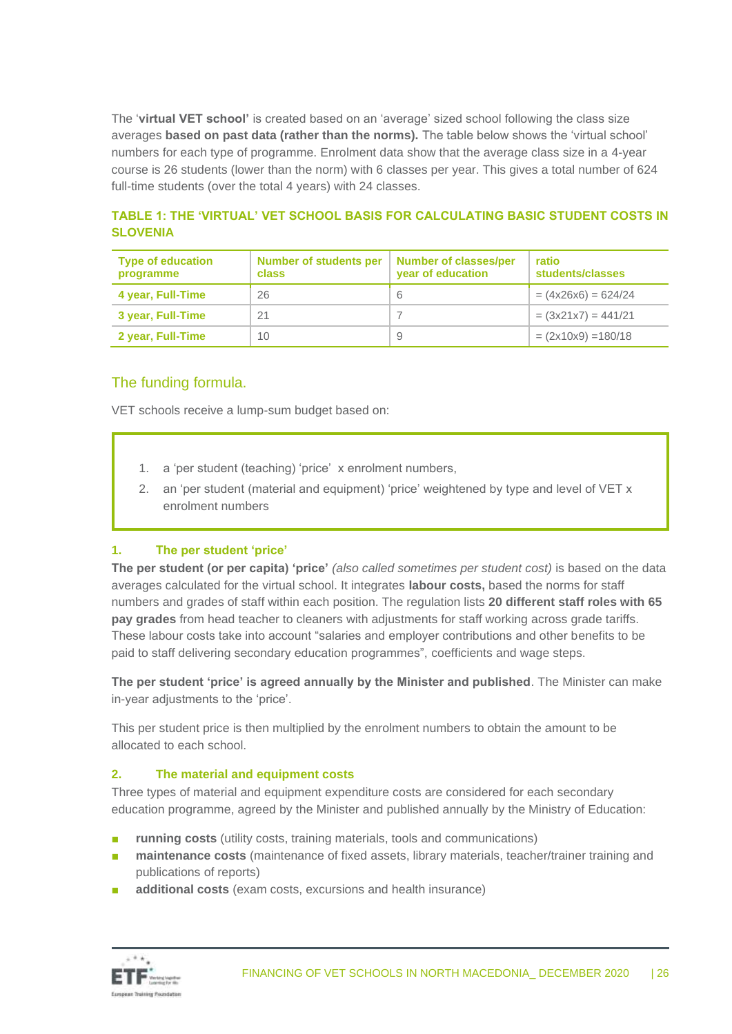The '**virtual VET school'** is created based on an 'average' sized school following the class size averages **based on past data (rather than the norms).** The table below shows the 'virtual school' numbers for each type of programme. Enrolment data show that the average class size in a 4-year course is 26 students (lower than the norm) with 6 classes per year. This gives a total number of 624 full-time students (over the total 4 years) with 24 classes.

**TABLE 1: THE 'VIRTUAL' VET SCHOOL BASIS FOR CALCULATING BASIC STUDENT COSTS IN SLOVENIA**

| Type of education programme | Number of students per class | Number of classes/per year of education | ratio students/classes |
|---|---|---|---|
| 4 year, Full-Time | 26 | 6 | = (4x26x6) = 624/24 |
| 3 year, Full-Time | 21 | 7 | = (3x21x7) = 441/21 |
| 2 year, Full-Time | 10 | 9 | = (2x10x9) =180/18 |

## The funding formula.

VET schools receive a lump-sum budget based on:

1. a 'per student (teaching) 'price' x enrolment numbers,
2. an 'per student (material and equipment) 'price' weightened by type and level of VET x enrolment numbers

### 1. The per student 'price'

**The per student (or per capita) 'price'** *(also called sometimes per student cost)* is based on the data averages calculated for the virtual school. It integrates **labour costs,** based the norms for staff numbers and grades of staff within each position. The regulation lists **20 different staff roles with 65 pay grades** from head teacher to cleaners with adjustments for staff working across grade tariffs. These labour costs take into account "salaries and employer contributions and other benefits to be paid to staff delivering secondary education programmes", coefficients and wage steps.

**The per student 'price' is agreed annually by the Minister and published**. The Minister can make in-year adjustments to the 'price'.

This per student price is then multiplied by the enrolment numbers to obtain the amount to be allocated to each school.

### 2. The material and equipment costs

Three types of material and equipment expenditure costs are considered for each secondary education programme, agreed by the Minister and published annually by the Ministry of Education:

- **running costs** (utility costs, training materials, tools and communications)
- **maintenance costs** (maintenance of fixed assets, library materials, teacher/trainer training and publications of reports)
- **additional costs** (exam costs, excursions and health insurance)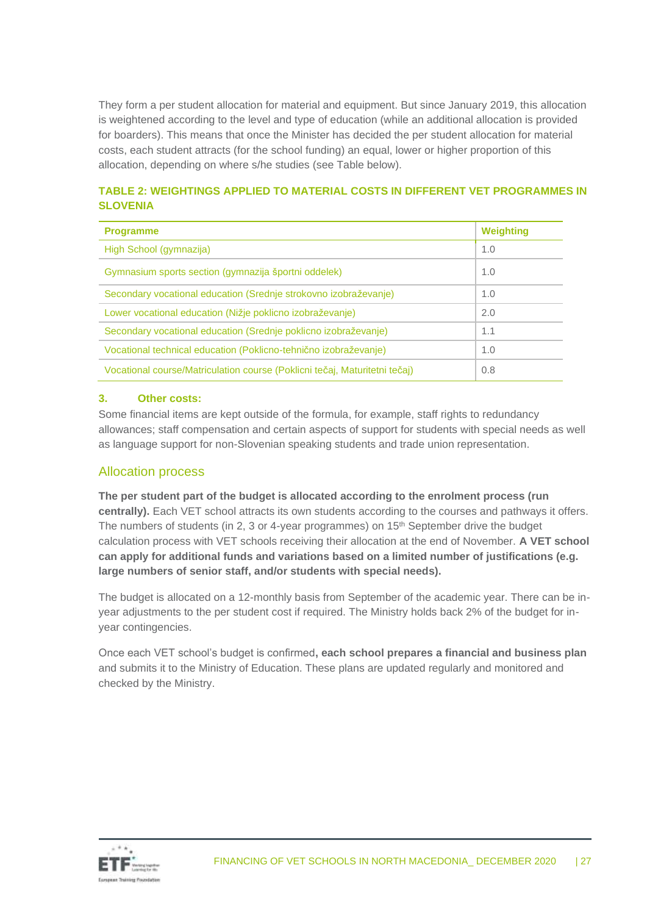They form a per student allocation for material and equipment. But since January 2019, this allocation is weightened according to the level and type of education (while an additional allocation is provided for boarders). This means that once the Minister has decided the per student allocation for material costs, each student attracts (for the school funding) an equal, lower or higher proportion of this allocation, depending on where s/he studies (see Table below).

**TABLE 2: WEIGHTINGS APPLIED TO MATERIAL COSTS IN DIFFERENT VET PROGRAMMES IN SLOVENIA**

| Programme | Weighting |
|---|---|
| High School (gymnazija) | 1.0 |
| Gymnasium sports section (gymnazija športni oddelek) | 1.0 |
| Secondary vocational education (Srednje strokovno izobraževanje) | 1.0 |
| Lower vocational education (Nižje poklicno izobraževanje) | 2.0 |
| Secondary vocational education (Srednje poklicno izobraževanje) | 1.1 |
| Vocational technical education (Poklicno-tehnično izobraževanje) | 1.0 |
| Vocational course/Matriculation course (Poklicni tečaj, Maturitetni tečaj) | 0.8 |

**3. Other costs:**

Some financial items are kept outside of the formula, for example, staff rights to redundancy allowances; staff compensation and certain aspects of support for students with special needs as well as language support for non-Slovenian speaking students and trade union representation.

## Allocation process

**The per student part of the budget is allocated according to the enrolment process (run centrally).** Each VET school attracts its own students according to the courses and pathways it offers. The numbers of students (in 2, 3 or 4-year programmes) on 15th September drive the budget calculation process with VET schools receiving their allocation at the end of November. **A VET school can apply for additional funds and variations based on a limited number of justifications (e.g. large numbers of senior staff, and/or students with special needs).**

The budget is allocated on a 12-monthly basis from September of the academic year. There can be in-year adjustments to the per student cost if required. The Ministry holds back 2% of the budget for in-year contingencies.

Once each VET school's budget is confirmed**, each school prepares a financial and business plan** and submits it to the Ministry of Education. These plans are updated regularly and monitored and checked by the Ministry.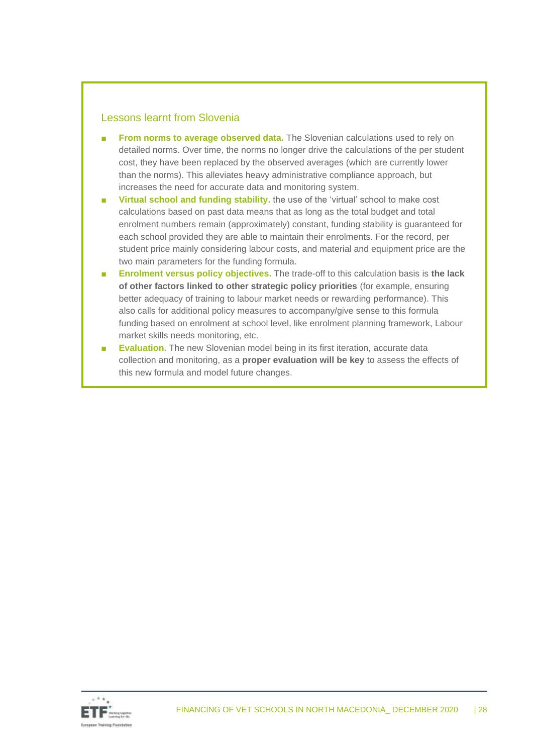### Lessons learnt from Slovenia

- **From norms to average observed data.** The Slovenian calculations used to rely on detailed norms. Over time, the norms no longer drive the calculations of the per student cost, they have been replaced by the observed averages (which are currently lower than the norms). This alleviates heavy administrative compliance approach, but increases the need for accurate data and monitoring system.
- **Virtual school and funding stability.** the use of the 'virtual' school to make cost calculations based on past data means that as long as the total budget and total enrolment numbers remain (approximately) constant, funding stability is guaranteed for each school provided they are able to maintain their enrolments. For the record, per student price mainly considering labour costs, and material and equipment price are the two main parameters for the funding formula.
- **Enrolment versus policy objectives.** The trade-off to this calculation basis is **the lack of other factors linked to other strategic policy priorities** (for example, ensuring better adequacy of training to labour market needs or rewarding performance). This also calls for additional policy measures to accompany/give sense to this formula funding based on enrolment at school level, like enrolment planning framework, Labour market skills needs monitoring, etc.
- **Evaluation.** The new Slovenian model being in its first iteration, accurate data collection and monitoring, as a **proper evaluation will be key** to assess the effects of this new formula and model future changes.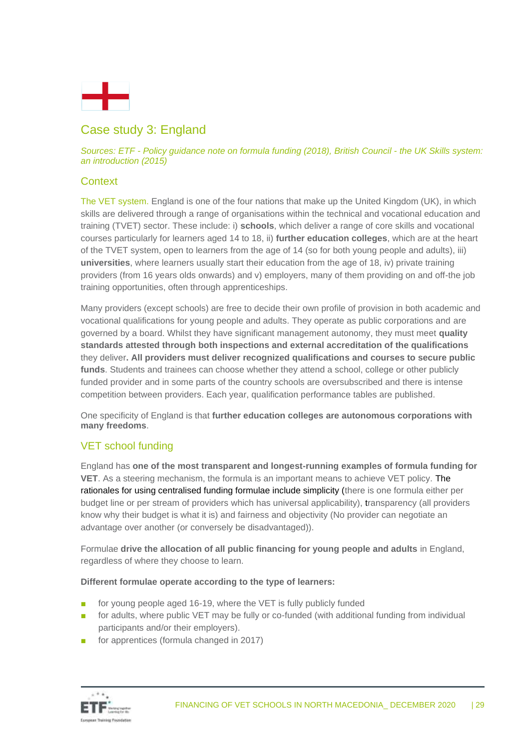## Case study 3: England

*Sources: ETF - Policy guidance note on formula funding (2018), British Council - the UK Skills system: an introduction (2015)*

### Context

The VET system. England is one of the four nations that make up the United Kingdom (UK), in which skills are delivered through a range of organisations within the technical and vocational education and training (TVET) sector. These include: i) **schools**, which deliver a range of core skills and vocational courses particularly for learners aged 14 to 18, ii) **further education colleges**, which are at the heart of the TVET system, open to learners from the age of 14 (so for both young people and adults), iii) **universities**, where learners usually start their education from the age of 18, iv) private training providers (from 16 years olds onwards) and v) employers, many of them providing on and off-the job training opportunities, often through apprenticeships.

Many providers (except schools) are free to decide their own profile of provision in both academic and vocational qualifications for young people and adults. They operate as public corporations and are governed by a board. Whilst they have significant management autonomy, they must meet **quality standards attested through both inspections and external accreditation of the qualifications** they deliver**. All providers must deliver recognized qualifications and courses to secure public funds**. Students and trainees can choose whether they attend a school, college or other publicly funded provider and in some parts of the country schools are oversubscribed and there is intense competition between providers. Each year, qualification performance tables are published.

One specificity of England is that **further education colleges are autonomous corporations with many freedoms**.

### VET school funding

England has **one of the most transparent and longest-running examples of formula funding for VET**. As a steering mechanism, the formula is an important means to achieve VET policy. The rationales for using centralised funding formulae include simplicity (there is one formula either per budget line or per stream of providers which has universal applicability), transparency (all providers know why their budget is what it is) and fairness and objectivity (No provider can negotiate an advantage over another (or conversely be disadvantaged)).

Formulae **drive the allocation of all public financing for young people and adults** in England, regardless of where they choose to learn.

**Different formulae operate according to the type of learners:**

- for young people aged 16-19, where the VET is fully publicly funded
- for adults, where public VET may be fully or co-funded (with additional funding from individual participants and/or their employers).
- for apprentices (formula changed in 2017)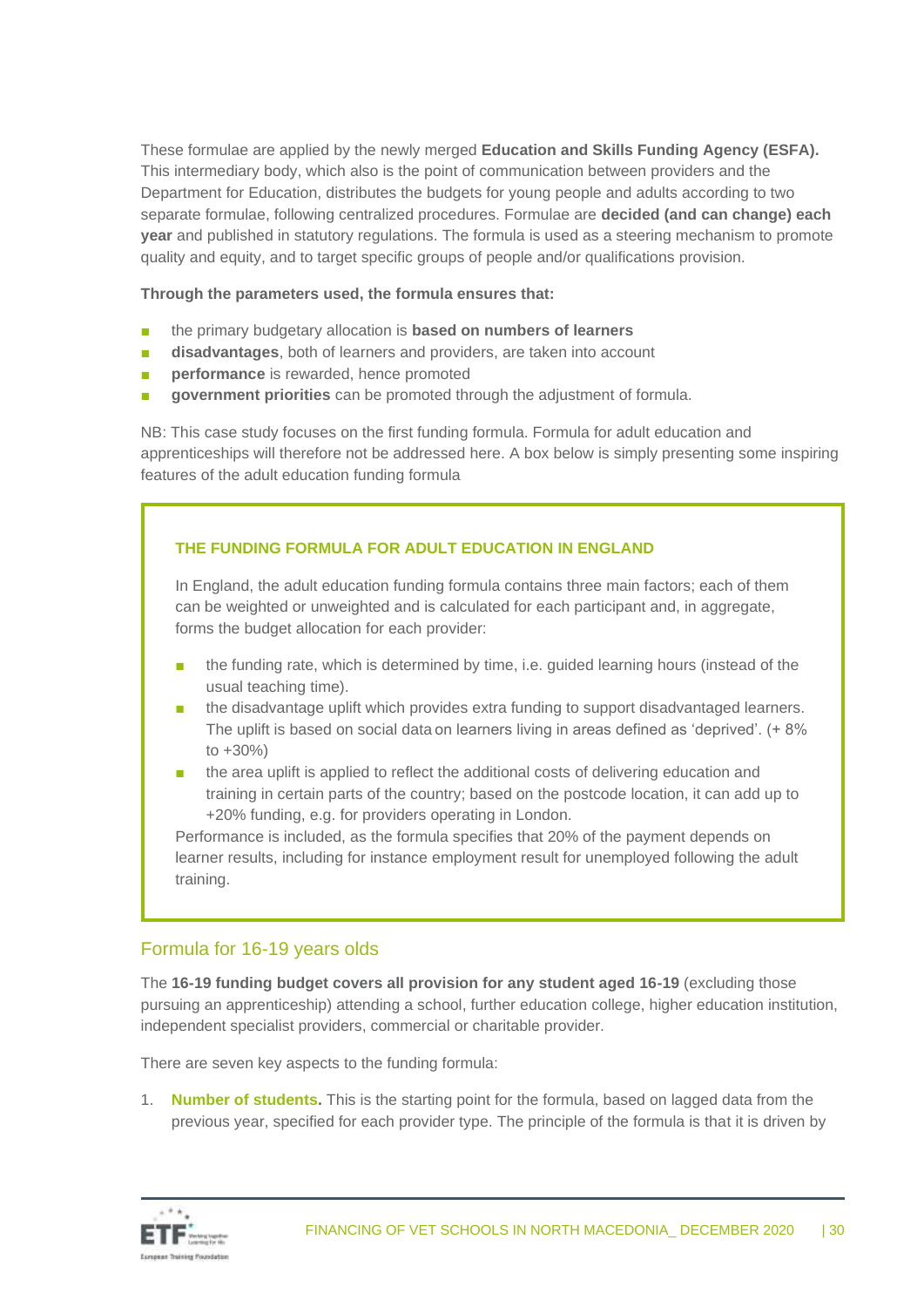These formulae are applied by the newly merged **Education and Skills Funding Agency (ESFA).** This intermediary body, which also is the point of communication between providers and the Department for Education, distributes the budgets for young people and adults according to two separate formulae, following centralized procedures. Formulae are **decided (and can change) each year** and published in statutory regulations. The formula is used as a steering mechanism to promote quality and equity, and to target specific groups of people and/or qualifications provision.

**Through the parameters used, the formula ensures that:**

- the primary budgetary allocation is **based on numbers of learners**
- **disadvantages**, both of learners and providers, are taken into account
- **performance** is rewarded, hence promoted
- **government priorities** can be promoted through the adjustment of formula.

NB: This case study focuses on the first funding formula. Formula for adult education and apprenticeships will therefore not be addressed here. A box below is simply presenting some inspiring features of the adult education funding formula

**THE FUNDING FORMULA FOR ADULT EDUCATION IN ENGLAND**

In England, the adult education funding formula contains three main factors; each of them can be weighted or unweighted and is calculated for each participant and, in aggregate, forms the budget allocation for each provider:

- the funding rate, which is determined by time, i.e. guided learning hours (instead of the usual teaching time).
- the disadvantage uplift which provides extra funding to support disadvantaged learners. The uplift is based on social data on learners living in areas defined as 'deprived'. (+ 8% to +30%)
- the area uplift is applied to reflect the additional costs of delivering education and training in certain parts of the country; based on the postcode location, it can add up to +20% funding, e.g. for providers operating in London.

Performance is included, as the formula specifies that 20% of the payment depends on learner results, including for instance employment result for unemployed following the adult training.

## Formula for 16-19 years olds

The **16-19 funding budget covers all provision for any student aged 16-19** (excluding those pursuing an apprenticeship) attending a school, further education college, higher education institution, independent specialist providers, commercial or charitable provider.

There are seven key aspects to the funding formula:

1. **Number of students.** This is the starting point for the formula, based on lagged data from the previous year, specified for each provider type. The principle of the formula is that it is driven by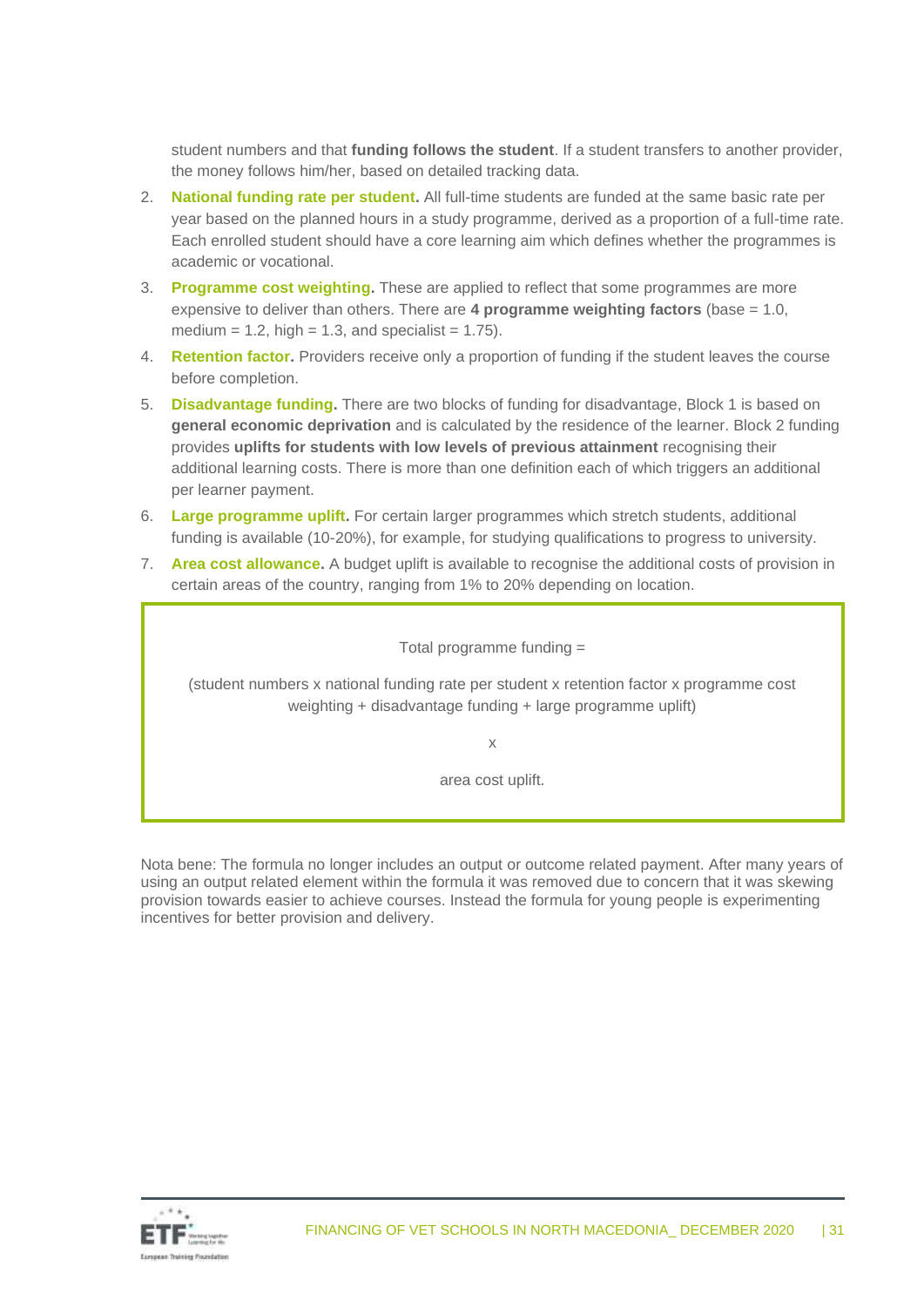student numbers and that **funding follows the student**. If a student transfers to another provider, the money follows him/her, based on detailed tracking data.

2. **National funding rate per student.** All full-time students are funded at the same basic rate per year based on the planned hours in a study programme, derived as a proportion of a full-time rate. Each enrolled student should have a core learning aim which defines whether the programmes is academic or vocational.
3. **Programme cost weighting.** These are applied to reflect that some programmes are more expensive to deliver than others. There are **4 programme weighting factors** (base = 1.0, medium = 1.2, high = 1.3, and specialist = 1.75).
4. **Retention factor.** Providers receive only a proportion of funding if the student leaves the course before completion.
5. **Disadvantage funding.** There are two blocks of funding for disadvantage, Block 1 is based on **general economic deprivation** and is calculated by the residence of the learner. Block 2 funding provides **uplifts for students with low levels of previous attainment** recognising their additional learning costs. There is more than one definition each of which triggers an additional per learner payment.
6. **Large programme uplift.** For certain larger programmes which stretch students, additional funding is available (10-20%), for example, for studying qualifications to progress to university.
7. **Area cost allowance.** A budget uplift is available to recognise the additional costs of provision in certain areas of the country, ranging from 1% to 20% depending on location.

> Total programme funding =
>
> (student numbers x national funding rate per student x retention factor x programme cost weighting + disadvantage funding + large programme uplift)
>
> x
>
> area cost uplift.

Nota bene: The formula no longer includes an output or outcome related payment. After many years of using an output related element within the formula it was removed due to concern that it was skewing provision towards easier to achieve courses. Instead the formula for young people is experimenting incentives for better provision and delivery.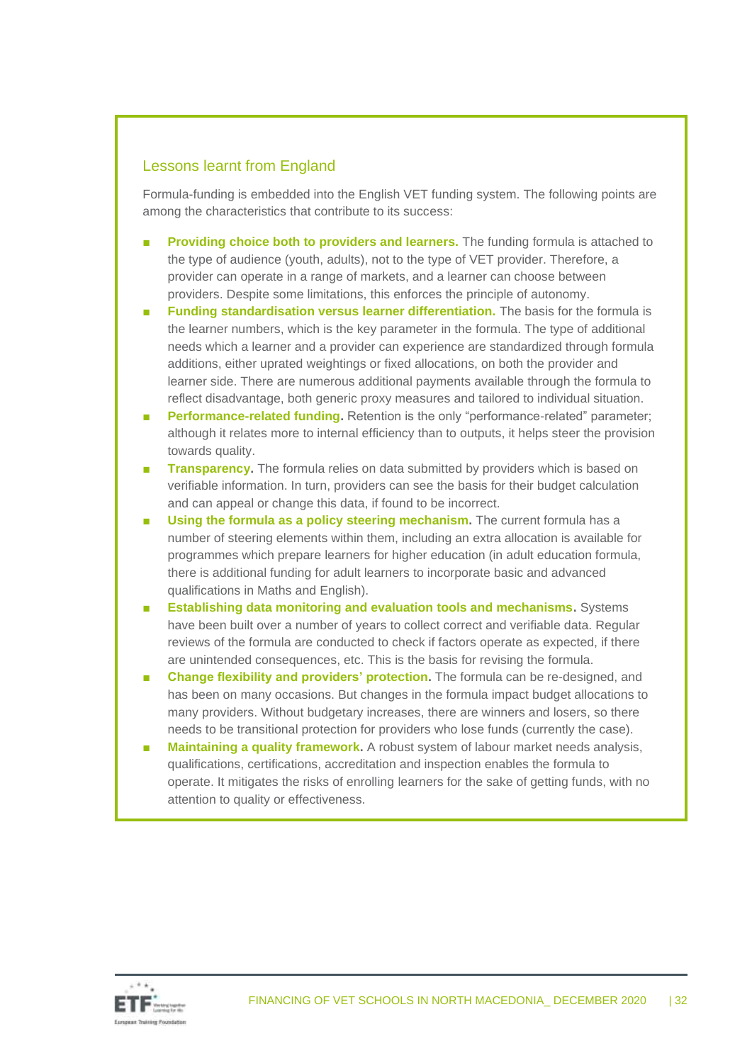### Lessons learnt from England

Formula-funding is embedded into the English VET funding system. The following points are among the characteristics that contribute to its success:

- **Providing choice both to providers and learners.** The funding formula is attached to the type of audience (youth, adults), not to the type of VET provider. Therefore, a provider can operate in a range of markets, and a learner can choose between providers. Despite some limitations, this enforces the principle of autonomy.
- **Funding standardisation versus learner differentiation.** The basis for the formula is the learner numbers, which is the key parameter in the formula. The type of additional needs which a learner and a provider can experience are standardized through formula additions, either uprated weightings or fixed allocations, on both the provider and learner side. There are numerous additional payments available through the formula to reflect disadvantage, both generic proxy measures and tailored to individual situation.
- **Performance-related funding.** Retention is the only "performance-related" parameter; although it relates more to internal efficiency than to outputs, it helps steer the provision towards quality.
- **Transparency.** The formula relies on data submitted by providers which is based on verifiable information. In turn, providers can see the basis for their budget calculation and can appeal or change this data, if found to be incorrect.
- **Using the formula as a policy steering mechanism.** The current formula has a number of steering elements within them, including an extra allocation is available for programmes which prepare learners for higher education (in adult education formula, there is additional funding for adult learners to incorporate basic and advanced qualifications in Maths and English).
- **Establishing data monitoring and evaluation tools and mechanisms.** Systems have been built over a number of years to collect correct and verifiable data. Regular reviews of the formula are conducted to check if factors operate as expected, if there are unintended consequences, etc. This is the basis for revising the formula.
- **Change flexibility and providers' protection.** The formula can be re-designed, and has been on many occasions. But changes in the formula impact budget allocations to many providers. Without budgetary increases, there are winners and losers, so there needs to be transitional protection for providers who lose funds (currently the case).
- **Maintaining a quality framework.** A robust system of labour market needs analysis, qualifications, certifications, accreditation and inspection enables the formula to operate. It mitigates the risks of enrolling learners for the sake of getting funds, with no attention to quality or effectiveness.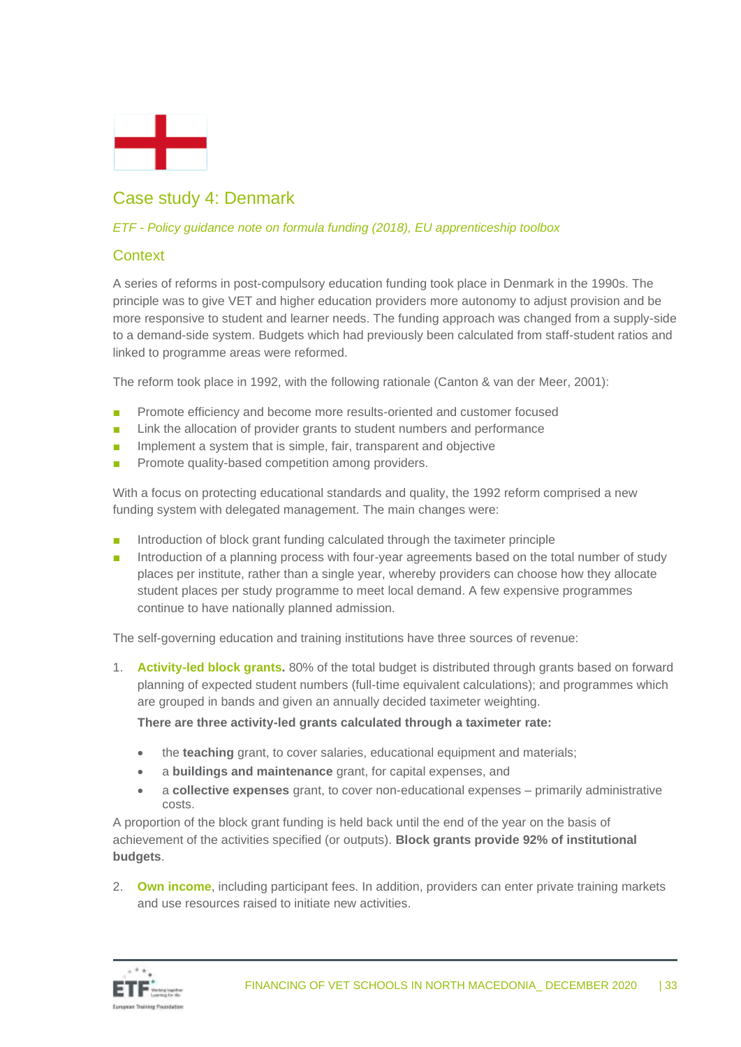## Case study 4: Denmark

*ETF - Policy guidance note on formula funding (2018), EU apprenticeship toolbox*

### Context

A series of reforms in post-compulsory education funding took place in Denmark in the 1990s. The principle was to give VET and higher education providers more autonomy to adjust provision and be more responsive to student and learner needs. The funding approach was changed from a supply-side to a demand-side system. Budgets which had previously been calculated from staff-student ratios and linked to programme areas were reformed.

The reform took place in 1992, with the following rationale (Canton & van der Meer, 2001):

- Promote efficiency and become more results-oriented and customer focused
- Link the allocation of provider grants to student numbers and performance
- Implement a system that is simple, fair, transparent and objective
- Promote quality-based competition among providers.

With a focus on protecting educational standards and quality, the 1992 reform comprised a new funding system with delegated management. The main changes were:

- Introduction of block grant funding calculated through the taximeter principle
- Introduction of a planning process with four-year agreements based on the total number of study places per institute, rather than a single year, whereby providers can choose how they allocate student places per study programme to meet local demand. A few expensive programmes continue to have nationally planned admission.

The self-governing education and training institutions have three sources of revenue:

1. **Activity-led block grants.** 80% of the total budget is distributed through grants based on forward planning of expected student numbers (full-time equivalent calculations); and programmes which are grouped in bands and given an annually decided taximeter weighting.

   **There are three activity-led grants calculated through a taximeter rate:**

   - the **teaching** grant, to cover salaries, educational equipment and materials;
   - a **buildings and maintenance** grant, for capital expenses, and
   - a **collective expenses** grant, to cover non-educational expenses – primarily administrative costs.

A proportion of the block grant funding is held back until the end of the year on the basis of achievement of the activities specified (or outputs). **Block grants provide 92% of institutional budgets**.

2. **Own income**, including participant fees. In addition, providers can enter private training markets and use resources raised to initiate new activities.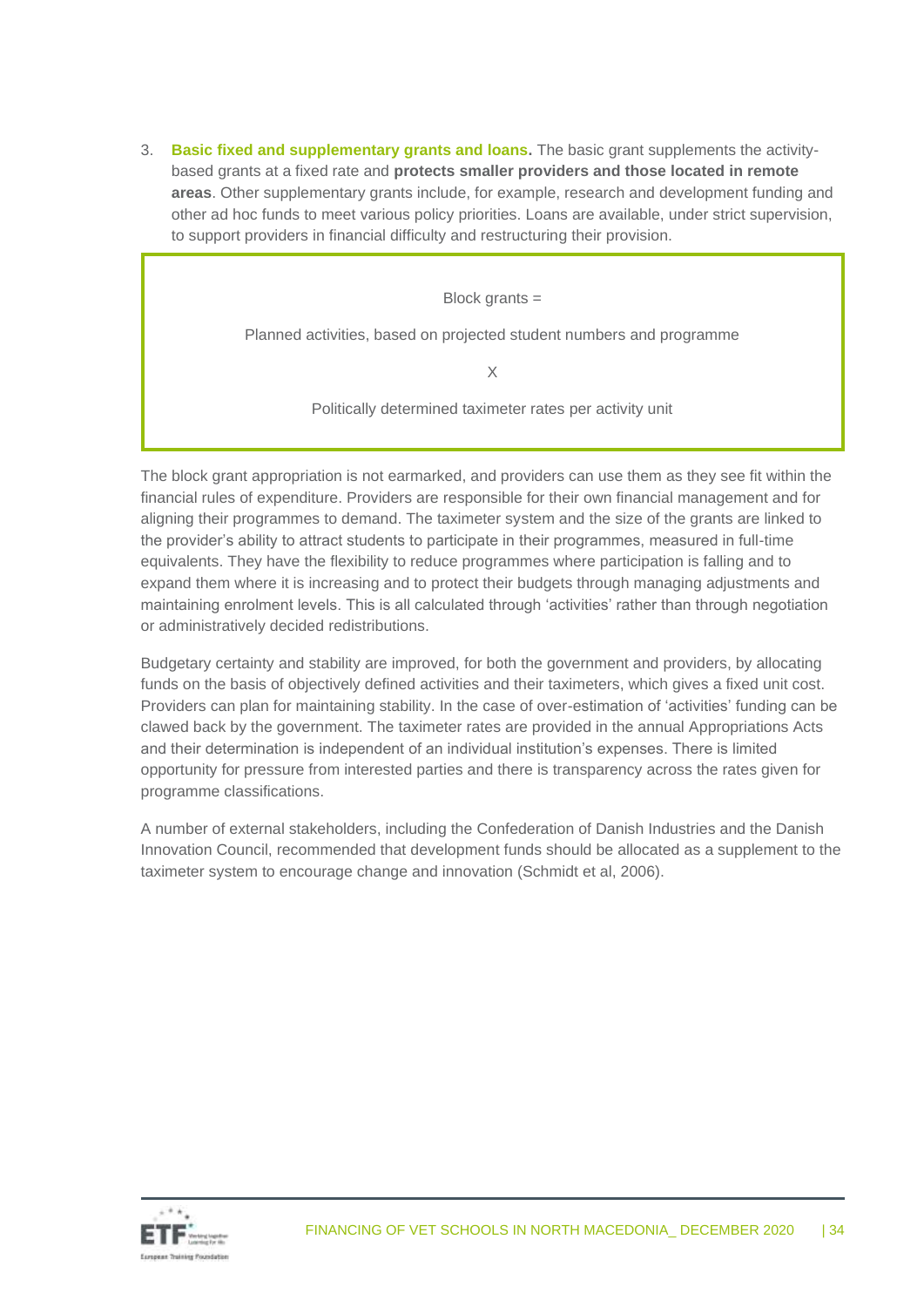3. **Basic fixed and supplementary grants and loans.** The basic grant supplements the activity-based grants at a fixed rate and **protects smaller providers and those located in remote areas**. Other supplementary grants include, for example, research and development funding and other ad hoc funds to meet various policy priorities. Loans are available, under strict supervision, to support providers in financial difficulty and restructuring their provision.

> Block grants =
>
> Planned activities, based on projected student numbers and programme
>
> X
>
> Politically determined taximeter rates per activity unit

The block grant appropriation is not earmarked, and providers can use them as they see fit within the financial rules of expenditure. Providers are responsible for their own financial management and for aligning their programmes to demand. The taximeter system and the size of the grants are linked to the provider's ability to attract students to participate in their programmes, measured in full-time equivalents. They have the flexibility to reduce programmes where participation is falling and to expand them where it is increasing and to protect their budgets through managing adjustments and maintaining enrolment levels. This is all calculated through 'activities' rather than through negotiation or administratively decided redistributions.

Budgetary certainty and stability are improved, for both the government and providers, by allocating funds on the basis of objectively defined activities and their taximeters, which gives a fixed unit cost. Providers can plan for maintaining stability. In the case of over-estimation of 'activities' funding can be clawed back by the government. The taximeter rates are provided in the annual Appropriations Acts and their determination is independent of an individual institution's expenses. There is limited opportunity for pressure from interested parties and there is transparency across the rates given for programme classifications.

A number of external stakeholders, including the Confederation of Danish Industries and the Danish Innovation Council, recommended that development funds should be allocated as a supplement to the taximeter system to encourage change and innovation (Schmidt et al, 2006).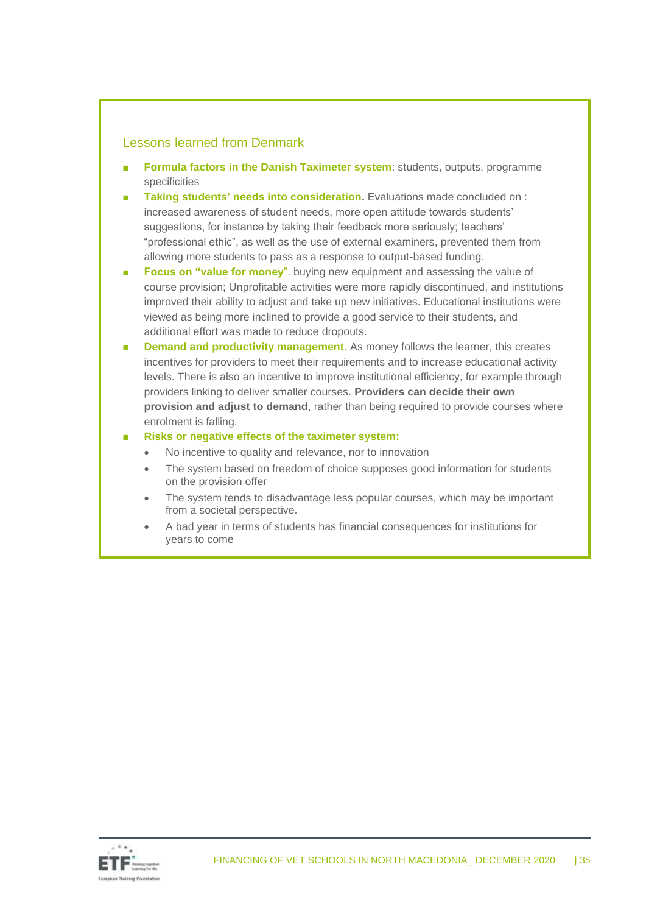### Lessons learned from Denmark

- **Formula factors in the Danish Taximeter system**: students, outputs, programme specificities
- **Taking students' needs into consideration.** Evaluations made concluded on : increased awareness of student needs, more open attitude towards students' suggestions, for instance by taking their feedback more seriously; teachers' "professional ethic", as well as the use of external examiners, prevented them from allowing more students to pass as a response to output-based funding.
- **Focus on "value for money"**. buying new equipment and assessing the value of course provision; Unprofitable activities were more rapidly discontinued, and institutions improved their ability to adjust and take up new initiatives. Educational institutions were viewed as being more inclined to provide a good service to their students, and additional effort was made to reduce dropouts.
- **Demand and productivity management.** As money follows the learner, this creates incentives for providers to meet their requirements and to increase educational activity levels. There is also an incentive to improve institutional efficiency, for example through providers linking to deliver smaller courses. **Providers can decide their own provision and adjust to demand**, rather than being required to provide courses where enrolment is falling.
- **Risks or negative effects of the taximeter system:**
  - No incentive to quality and relevance, nor to innovation
  - The system based on freedom of choice supposes good information for students on the provision offer
  - The system tends to disadvantage less popular courses, which may be important from a societal perspective.
  - A bad year in terms of students has financial consequences for institutions for years to come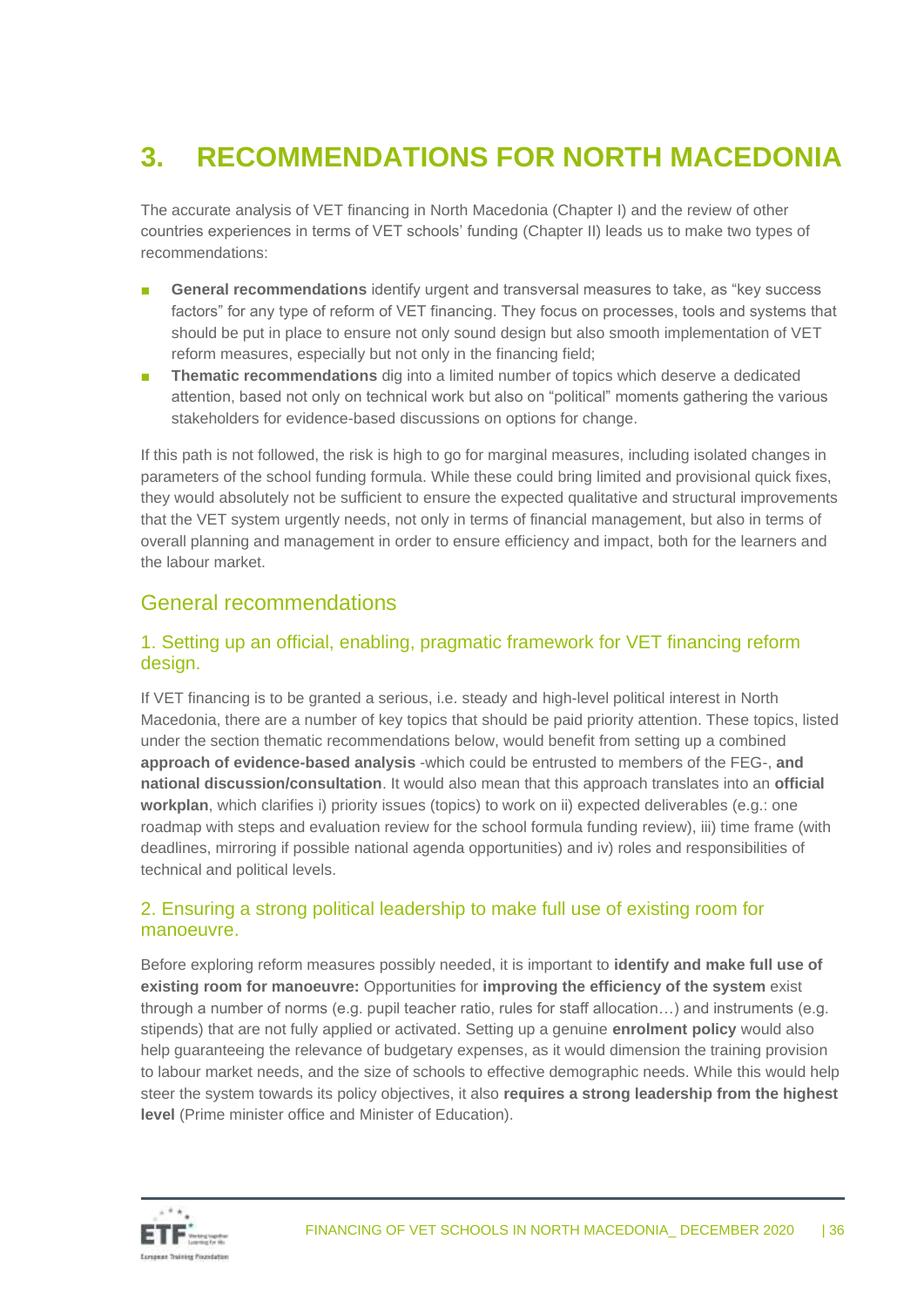# 3. RECOMMENDATIONS FOR NORTH MACEDONIA

The accurate analysis of VET financing in North Macedonia (Chapter I) and the review of other countries experiences in terms of VET schools' funding (Chapter II) leads us to make two types of recommendations:

- **General recommendations** identify urgent and transversal measures to take, as "key success factors" for any type of reform of VET financing. They focus on processes, tools and systems that should be put in place to ensure not only sound design but also smooth implementation of VET reform measures, especially but not only in the financing field;
- **Thematic recommendations** dig into a limited number of topics which deserve a dedicated attention, based not only on technical work but also on "political" moments gathering the various stakeholders for evidence-based discussions on options for change.

If this path is not followed, the risk is high to go for marginal measures, including isolated changes in parameters of the school funding formula. While these could bring limited and provisional quick fixes, they would absolutely not be sufficient to ensure the expected qualitative and structural improvements that the VET system urgently needs, not only in terms of financial management, but also in terms of overall planning and management in order to ensure efficiency and impact, both for the learners and the labour market.

## General recommendations

### 1. Setting up an official, enabling, pragmatic framework for VET financing reform design.

If VET financing is to be granted a serious, i.e. steady and high-level political interest in North Macedonia, there are a number of key topics that should be paid priority attention. These topics, listed under the section thematic recommendations below, would benefit from setting up a combined **approach of evidence-based analysis** -which could be entrusted to members of the FEG-, **and national discussion/consultation**. It would also mean that this approach translates into an **official workplan**, which clarifies i) priority issues (topics) to work on ii) expected deliverables (e.g.: one roadmap with steps and evaluation review for the school formula funding review), iii) time frame (with deadlines, mirroring if possible national agenda opportunities) and iv) roles and responsibilities of technical and political levels.

### 2. Ensuring a strong political leadership to make full use of existing room for manoeuvre.

Before exploring reform measures possibly needed, it is important to **identify and make full use of existing room for manoeuvre:** Opportunities for **improving the efficiency of the system** exist through a number of norms (e.g. pupil teacher ratio, rules for staff allocation…) and instruments (e.g. stipends) that are not fully applied or activated. Setting up a genuine **enrolment policy** would also help guaranteeing the relevance of budgetary expenses, as it would dimension the training provision to labour market needs, and the size of schools to effective demographic needs. While this would help steer the system towards its policy objectives, it also **requires a strong leadership from the highest level** (Prime minister office and Minister of Education).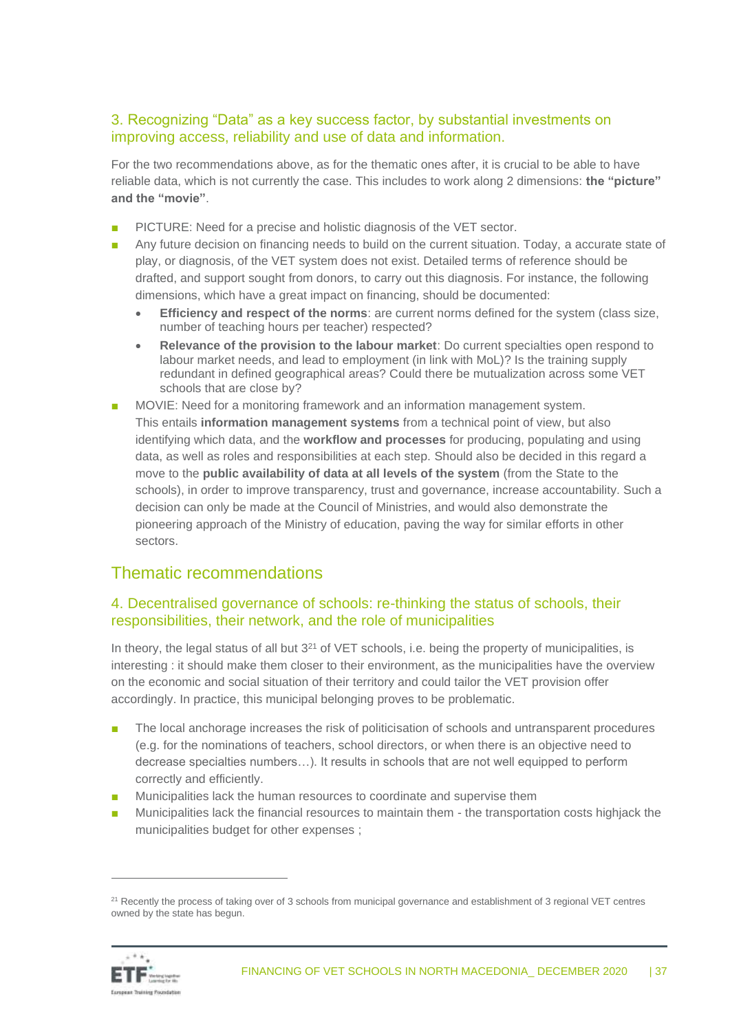### 3. Recognizing "Data" as a key success factor, by substantial investments on improving access, reliability and use of data and information.

For the two recommendations above, as for the thematic ones after, it is crucial to be able to have reliable data, which is not currently the case. This includes to work along 2 dimensions: **the "picture" and the "movie"**.

- PICTURE: Need for a precise and holistic diagnosis of the VET sector.
- Any future decision on financing needs to build on the current situation. Today, a accurate state of play, or diagnosis, of the VET system does not exist. Detailed terms of reference should be drafted, and support sought from donors, to carry out this diagnosis. For instance, the following dimensions, which have a great impact on financing, should be documented:
  - **Efficiency and respect of the norms**: are current norms defined for the system (class size, number of teaching hours per teacher) respected?
  - **Relevance of the provision to the labour market**: Do current specialties open respond to labour market needs, and lead to employment (in link with MoL)? Is the training supply redundant in defined geographical areas? Could there be mutualization across some VET schools that are close by?
- MOVIE: Need for a monitoring framework and an information management system. This entails **information management systems** from a technical point of view, but also identifying which data, and the **workflow and processes** for producing, populating and using data, as well as roles and responsibilities at each step. Should also be decided in this regard a move to the **public availability of data at all levels of the system** (from the State to the schools), in order to improve transparency, trust and governance, increase accountability. Such a decision can only be made at the Council of Ministries, and would also demonstrate the pioneering approach of the Ministry of education, paving the way for similar efforts in other sectors.

## Thematic recommendations

### 4. Decentralised governance of schools: re-thinking the status of schools, their responsibilities, their network, and the role of municipalities

In theory, the legal status of all but 3[21] of VET schools, i.e. being the property of municipalities, is interesting : it should make them closer to their environment, as the municipalities have the overview on the economic and social situation of their territory and could tailor the VET provision offer accordingly. In practice, this municipal belonging proves to be problematic.

- The local anchorage increases the risk of politicisation of schools and untransparent procedures (e.g. for the nominations of teachers, school directors, or when there is an objective need to decrease specialties numbers…). It results in schools that are not well equipped to perform correctly and efficiently.
- Municipalities lack the human resources to coordinate and supervise them
- Municipalities lack the financial resources to maintain them - the transportation costs highjack the municipalities budget for other expenses ;

[21] Recently the process of taking over of 3 schools from municipal governance and establishment of 3 regional VET centres owned by the state has begun.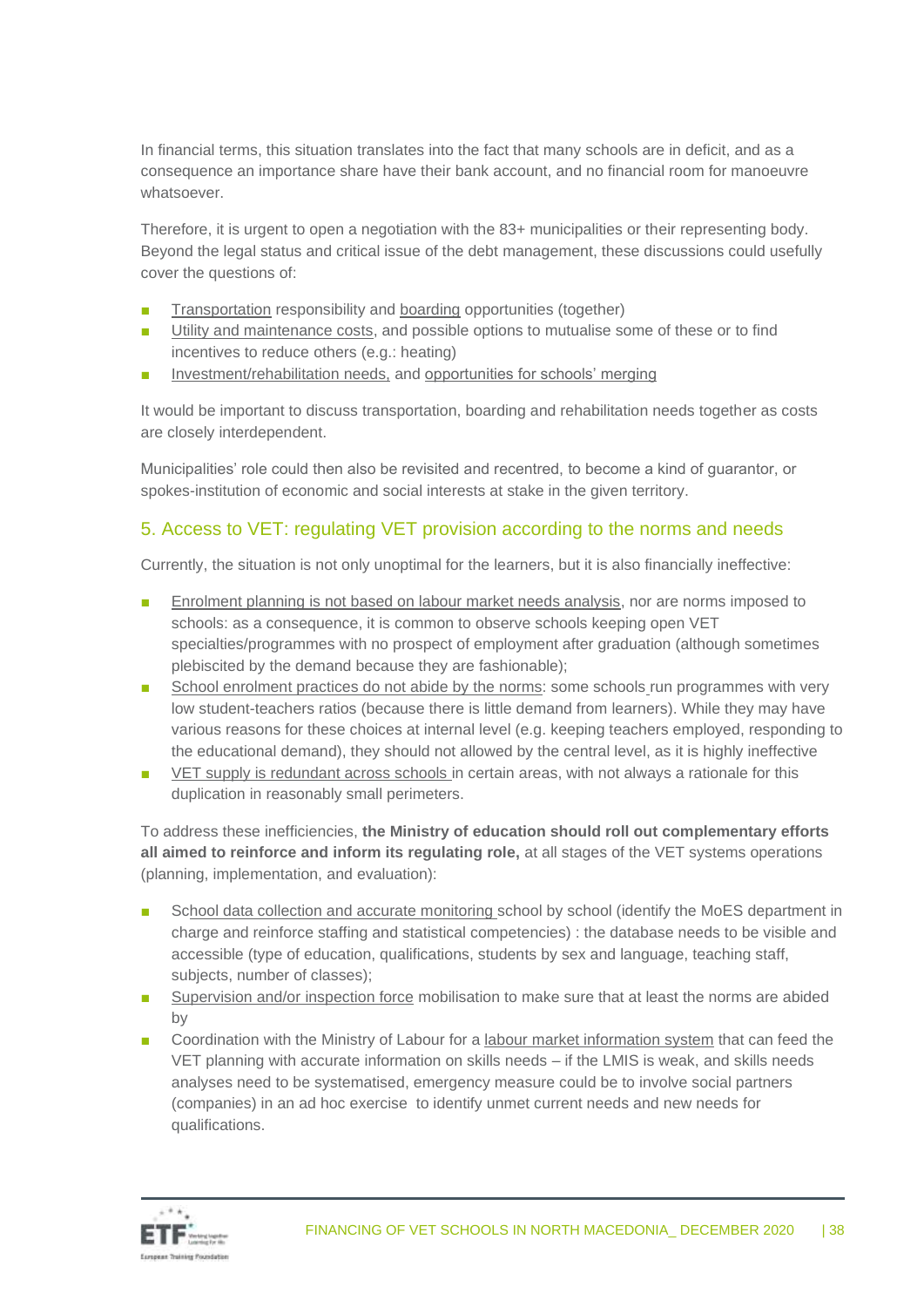In financial terms, this situation translates into the fact that many schools are in deficit, and as a consequence an importance share have their bank account, and no financial room for manoeuvre whatsoever.

Therefore, it is urgent to open a negotiation with the 83+ municipalities or their representing body. Beyond the legal status and critical issue of the debt management, these discussions could usefully cover the questions of:

- Transportation responsibility and boarding opportunities (together)
- Utility and maintenance costs, and possible options to mutualise some of these or to find incentives to reduce others (e.g.: heating)
- Investment/rehabilitation needs, and opportunities for schools' merging

It would be important to discuss transportation, boarding and rehabilitation needs together as costs are closely interdependent.

Municipalities' role could then also be revisited and recentred, to become a kind of guarantor, or spokes-institution of economic and social interests at stake in the given territory.

## 5. Access to VET: regulating VET provision according to the norms and needs

Currently, the situation is not only unoptimal for the learners, but it is also financially ineffective:

- Enrolment planning is not based on labour market needs analysis, nor are norms imposed to schools: as a consequence, it is common to observe schools keeping open VET specialties/programmes with no prospect of employment after graduation (although sometimes plebiscited by the demand because they are fashionable);
- School enrolment practices do not abide by the norms: some schools run programmes with very low student-teachers ratios (because there is little demand from learners). While they may have various reasons for these choices at internal level (e.g. keeping teachers employed, responding to the educational demand), they should not allowed by the central level, as it is highly ineffective
- VET supply is redundant across schools in certain areas, with not always a rationale for this duplication in reasonably small perimeters.

To address these inefficiencies, **the Ministry of education should roll out complementary efforts all aimed to reinforce and inform its regulating role,** at all stages of the VET systems operations (planning, implementation, and evaluation):

- School data collection and accurate monitoring school by school (identify the MoES department in charge and reinforce staffing and statistical competencies) : the database needs to be visible and accessible (type of education, qualifications, students by sex and language, teaching staff, subjects, number of classes);
- Supervision and/or inspection force mobilisation to make sure that at least the norms are abided by
- Coordination with the Ministry of Labour for a labour market information system that can feed the VET planning with accurate information on skills needs – if the LMIS is weak, and skills needs analyses need to be systematised, emergency measure could be to involve social partners (companies) in an ad hoc exercise to identify unmet current needs and new needs for qualifications.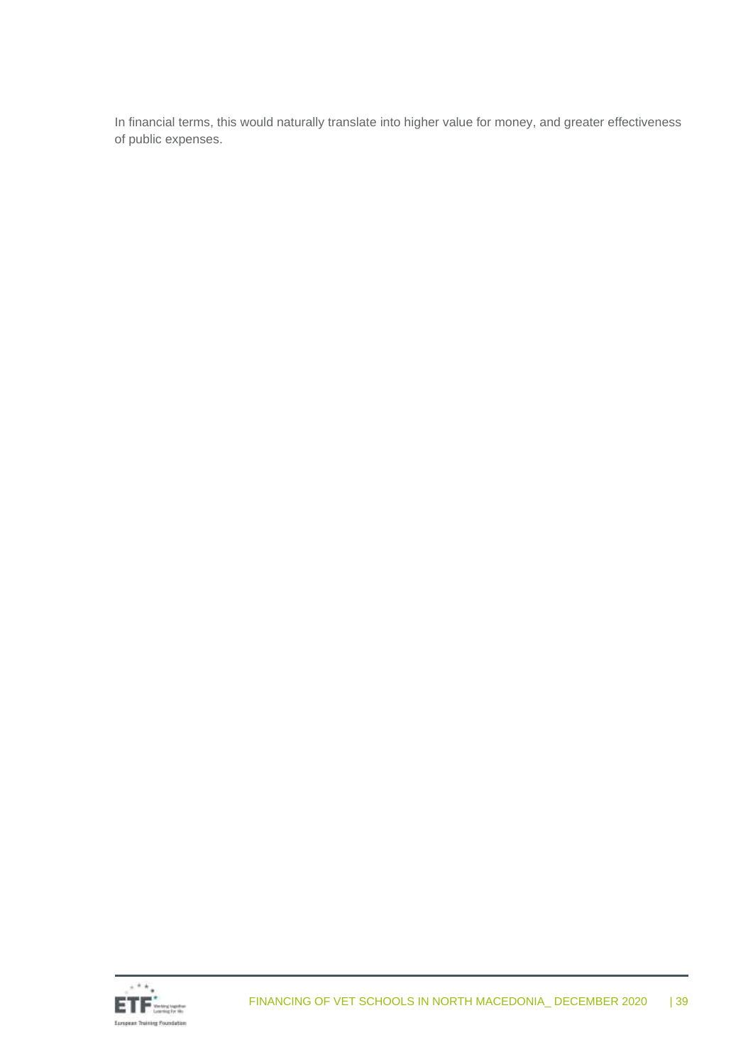In financial terms, this would naturally translate into higher value for money, and greater effectiveness of public expenses.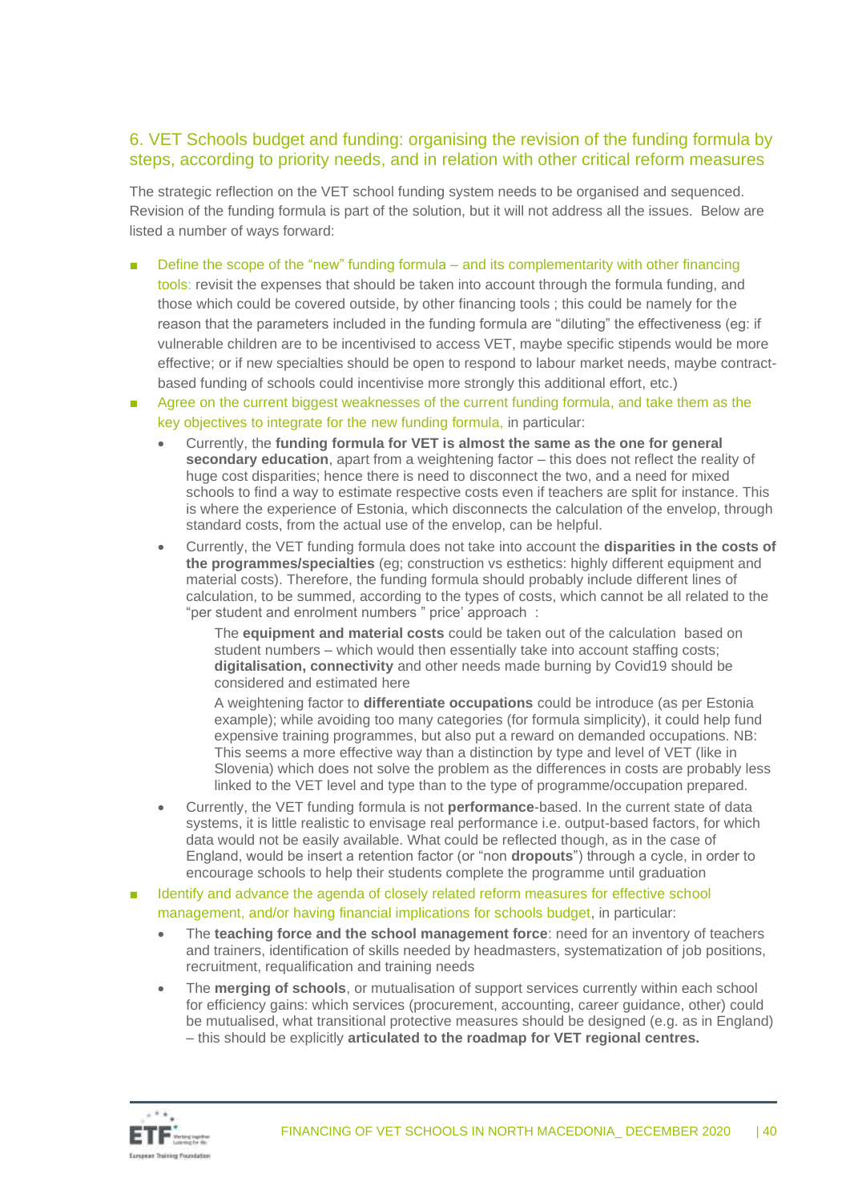## 6. VET Schools budget and funding: organising the revision of the funding formula by steps, according to priority needs, and in relation with other critical reform measures

The strategic reflection on the VET school funding system needs to be organised and sequenced. Revision of the funding formula is part of the solution, but it will not address all the issues. Below are listed a number of ways forward:

- Define the scope of the "new" funding formula – and its complementarity with other financing tools: revisit the expenses that should be taken into account through the formula funding, and those which could be covered outside, by other financing tools ; this could be namely for the reason that the parameters included in the funding formula are "diluting" the effectiveness (eg: if vulnerable children are to be incentivised to access VET, maybe specific stipends would be more effective; or if new specialties should be open to respond to labour market needs, maybe contract-based funding of schools could incentivise more strongly this additional effort, etc.)
- Agree on the current biggest weaknesses of the current funding formula, and take them as the key objectives to integrate for the new funding formula, in particular:
  - Currently, the **funding formula for VET is almost the same as the one for general secondary education**, apart from a weightening factor – this does not reflect the reality of huge cost disparities; hence there is need to disconnect the two, and a need for mixed schools to find a way to estimate respective costs even if teachers are split for instance. This is where the experience of Estonia, which disconnects the calculation of the envelop, through standard costs, from the actual use of the envelop, can be helpful.
  - Currently, the VET funding formula does not take into account the **disparities in the costs of the programmes/specialties** (eg; construction vs esthetics: highly different equipment and material costs). Therefore, the funding formula should probably include different lines of calculation, to be summed, according to the types of costs, which cannot be all related to the "per student and enrolment numbers " price' approach :

    The **equipment and material costs** could be taken out of the calculation based on student numbers – which would then essentially take into account staffing costs; **digitalisation, connectivity** and other needs made burning by Covid19 should be considered and estimated here

    A weightening factor to **differentiate occupations** could be introduce (as per Estonia example); while avoiding too many categories (for formula simplicity), it could help fund expensive training programmes, but also put a reward on demanded occupations. NB: This seems a more effective way than a distinction by type and level of VET (like in Slovenia) which does not solve the problem as the differences in costs are probably less linked to the VET level and type than to the type of programme/occupation prepared.
  - Currently, the VET funding formula is not **performance**-based. In the current state of data systems, it is little realistic to envisage real performance i.e. output-based factors, for which data would not be easily available. What could be reflected though, as in the case of England, would be insert a retention factor (or "non **dropouts**") through a cycle, in order to encourage schools to help their students complete the programme until graduation
- Identify and advance the agenda of closely related reform measures for effective school management, and/or having financial implications for schools budget, in particular:
  - The **teaching force and the school management force**: need for an inventory of teachers and trainers, identification of skills needed by headmasters, systematization of job positions, recruitment, requalification and training needs
  - The **merging of schools**, or mutualisation of support services currently within each school for efficiency gains: which services (procurement, accounting, career guidance, other) could be mutualised, what transitional protective measures should be designed (e.g. as in England) – this should be explicitly **articulated to the roadmap for VET regional centres.**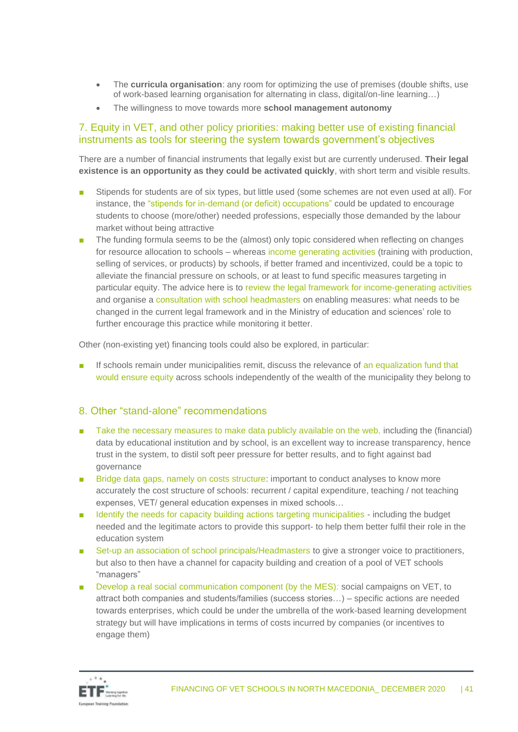- The **curricula organisation**: any room for optimizing the use of premises (double shifts, use of work-based learning organisation for alternating in class, digital/on-line learning…)
- The willingness to move towards more **school management autonomy**

## 7. Equity in VET, and other policy priorities: making better use of existing financial instruments as tools for steering the system towards government's objectives

There are a number of financial instruments that legally exist but are currently underused. **Their legal existence is an opportunity as they could be activated quickly**, with short term and visible results.

- Stipends for students are of six types, but little used (some schemes are not even used at all). For instance, the "stipends for in-demand (or deficit) occupations" could be updated to encourage students to choose (more/other) needed professions, especially those demanded by the labour market without being attractive
- The funding formula seems to be the (almost) only topic considered when reflecting on changes for resource allocation to schools – whereas income generating activities (training with production, selling of services, or products) by schools, if better framed and incentivized, could be a topic to alleviate the financial pressure on schools, or at least to fund specific measures targeting in particular equity. The advice here is to review the legal framework for income-generating activities and organise a consultation with school headmasters on enabling measures: what needs to be changed in the current legal framework and in the Ministry of education and sciences' role to further encourage this practice while monitoring it better.

Other (non-existing yet) financing tools could also be explored, in particular:

- If schools remain under municipalities remit, discuss the relevance of an equalization fund that would ensure equity across schools independently of the wealth of the municipality they belong to

## 8. Other "stand-alone" recommendations

- Take the necessary measures to make data publicly available on the web, including the (financial) data by educational institution and by school, is an excellent way to increase transparency, hence trust in the system, to distil soft peer pressure for better results, and to fight against bad governance
- Bridge data gaps, namely on costs structure: important to conduct analyses to know more accurately the cost structure of schools: recurrent / capital expenditure, teaching / not teaching expenses, VET/ general education expenses in mixed schools…
- Identify the needs for capacity building actions targeting municipalities - including the budget needed and the legitimate actors to provide this support- to help them better fulfil their role in the education system
- Set-up an association of school principals/Headmasters to give a stronger voice to practitioners, but also to then have a channel for capacity building and creation of a pool of VET schools "managers"
- Develop a real social communication component (by the MES): social campaigns on VET, to attract both companies and students/families (success stories…) – specific actions are needed towards enterprises, which could be under the umbrella of the work-based learning development strategy but will have implications in terms of costs incurred by companies (or incentives to engage them)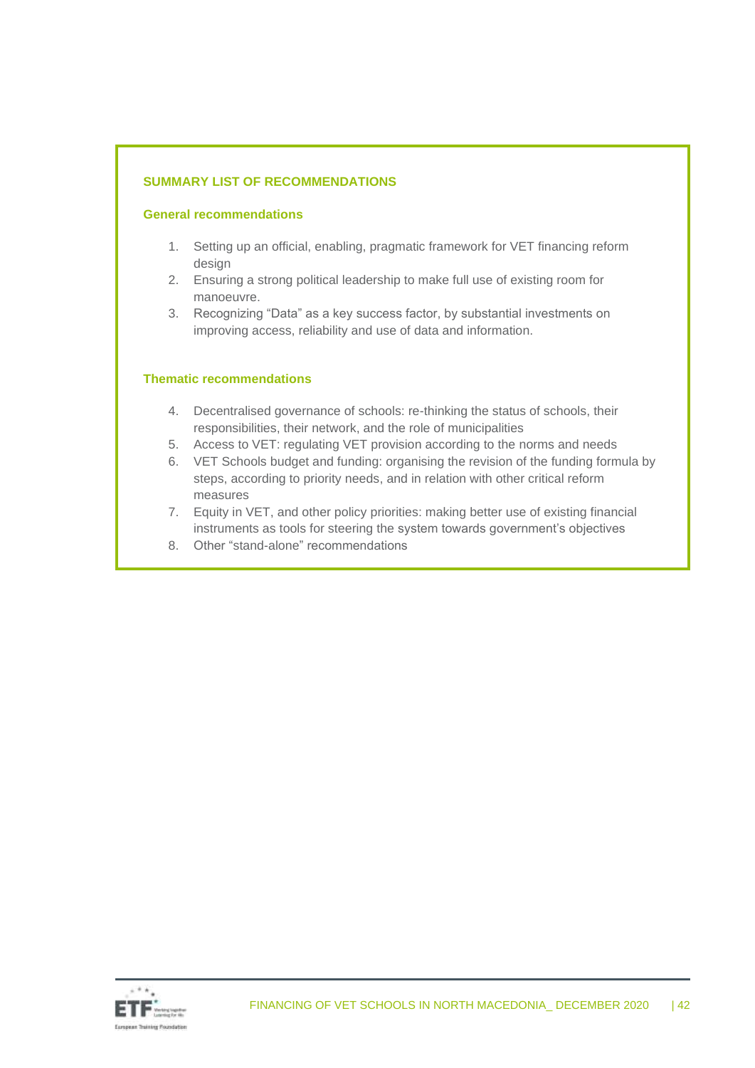## SUMMARY LIST OF RECOMMENDATIONS

### General recommendations

1. Setting up an official, enabling, pragmatic framework for VET financing reform design
2. Ensuring a strong political leadership to make full use of existing room for manoeuvre.
3. Recognizing "Data" as a key success factor, by substantial investments on improving access, reliability and use of data and information.

### Thematic recommendations

4. Decentralised governance of schools: re-thinking the status of schools, their responsibilities, their network, and the role of municipalities
5. Access to VET: regulating VET provision according to the norms and needs
6. VET Schools budget and funding: organising the revision of the funding formula by steps, according to priority needs, and in relation with other critical reform measures
7. Equity in VET, and other policy priorities: making better use of existing financial instruments as tools for steering the system towards government's objectives
8. Other "stand-alone" recommendations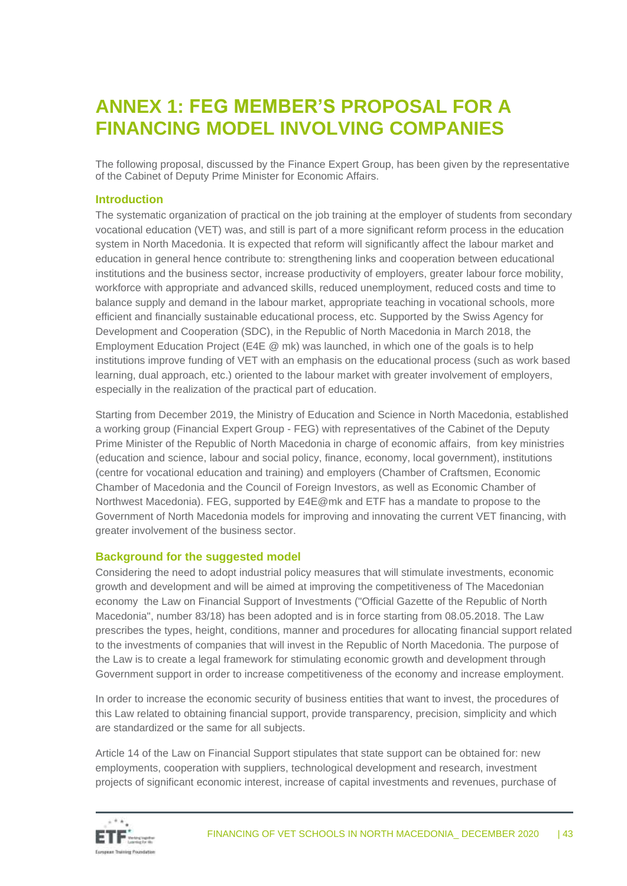# ANNEX 1: FEG MEMBER'S PROPOSAL FOR A FINANCING MODEL INVOLVING COMPANIES

The following proposal, discussed by the Finance Expert Group, has been given by the representative of the Cabinet of Deputy Prime Minister for Economic Affairs.

### Introduction

The systematic organization of practical on the job training at the employer of students from secondary vocational education (VET) was, and still is part of a more significant reform process in the education system in North Macedonia. It is expected that reform will significantly affect the labour market and education in general hence contribute to: strengthening links and cooperation between educational institutions and the business sector, increase productivity of employers, greater labour force mobility, workforce with appropriate and advanced skills, reduced unemployment, reduced costs and time to balance supply and demand in the labour market, appropriate teaching in vocational schools, more efficient and financially sustainable educational process, etc. Supported by the Swiss Agency for Development and Cooperation (SDC), in the Republic of North Macedonia in March 2018, the Employment Education Project (E4E @ mk) was launched, in which one of the goals is to help institutions improve funding of VET with an emphasis on the educational process (such as work based learning, dual approach, etc.) oriented to the labour market with greater involvement of employers, especially in the realization of the practical part of education.

Starting from December 2019, the Ministry of Education and Science in North Macedonia, established a working group (Financial Expert Group - FEG) with representatives of the Cabinet of the Deputy Prime Minister of the Republic of North Macedonia in charge of economic affairs, from key ministries (education and science, labour and social policy, finance, economy, local government), institutions (centre for vocational education and training) and employers (Chamber of Craftsmen, Economic Chamber of Macedonia and the Council of Foreign Investors, as well as Economic Chamber of Northwest Macedonia). FEG, supported by E4E@mk and ETF has a mandate to propose to the Government of North Macedonia models for improving and innovating the current VET financing, with greater involvement of the business sector.

### Background for the suggested model

Considering the need to adopt industrial policy measures that will stimulate investments, economic growth and development and will be aimed at improving the competitiveness of The Macedonian economy the Law on Financial Support of Investments ("Official Gazette of the Republic of North Macedonia", number 83/18) has been adopted and is in force starting from 08.05.2018. The Law prescribes the types, height, conditions, manner and procedures for allocating financial support related to the investments of companies that will invest in the Republic of North Macedonia. The purpose of the Law is to create a legal framework for stimulating economic growth and development through Government support in order to increase competitiveness of the economy and increase employment.

In order to increase the economic security of business entities that want to invest, the procedures of this Law related to obtaining financial support, provide transparency, precision, simplicity and which are standardized or the same for all subjects.

Article 14 of the Law on Financial Support stipulates that state support can be obtained for: new employments, cooperation with suppliers, technological development and research, investment projects of significant economic interest, increase of capital investments and revenues, purchase of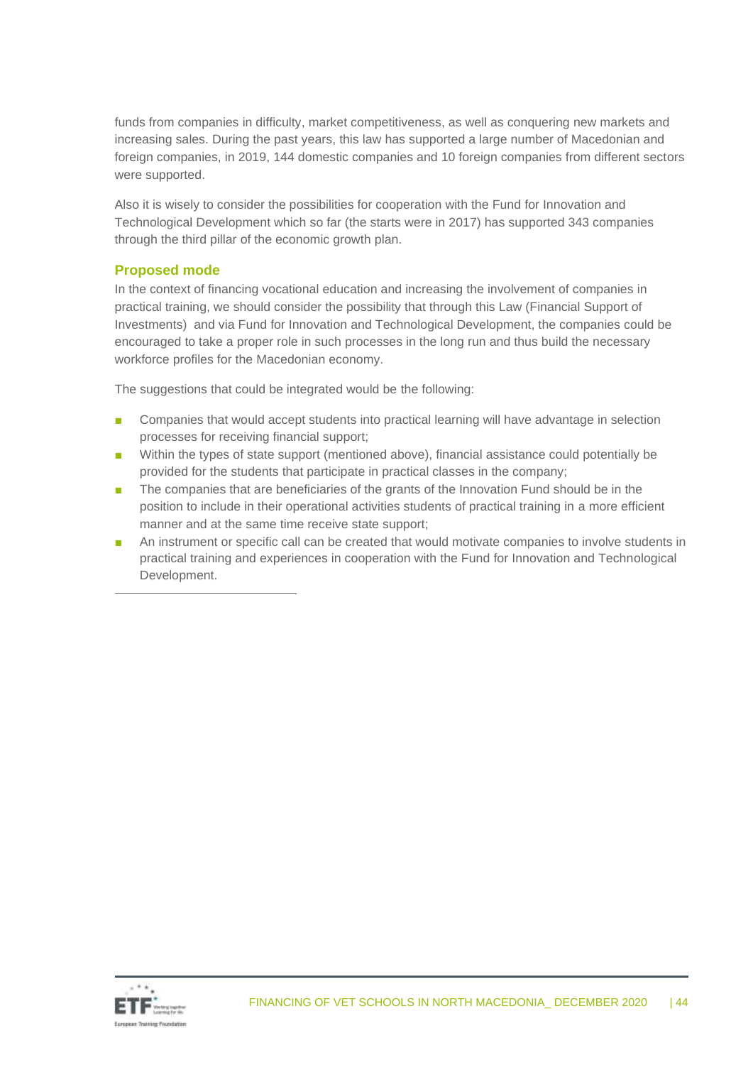funds from companies in difficulty, market competitiveness, as well as conquering new markets and increasing sales. During the past years, this law has supported a large number of Macedonian and foreign companies, in 2019, 144 domestic companies and 10 foreign companies from different sectors were supported.

Also it is wisely to consider the possibilities for cooperation with the Fund for Innovation and Technological Development which so far (the starts were in 2017) has supported 343 companies through the third pillar of the economic growth plan.

### Proposed mode

In the context of financing vocational education and increasing the involvement of companies in practical training, we should consider the possibility that through this Law (Financial Support of Investments) and via Fund for Innovation and Technological Development, the companies could be encouraged to take a proper role in such processes in the long run and thus build the necessary workforce profiles for the Macedonian economy.

The suggestions that could be integrated would be the following:

- Companies that would accept students into practical learning will have advantage in selection processes for receiving financial support;
- Within the types of state support (mentioned above), financial assistance could potentially be provided for the students that participate in practical classes in the company;
- The companies that are beneficiaries of the grants of the Innovation Fund should be in the position to include in their operational activities students of practical training in a more efficient manner and at the same time receive state support;
- An instrument or specific call can be created that would motivate companies to involve students in practical training and experiences in cooperation with the Fund for Innovation and Technological Development.